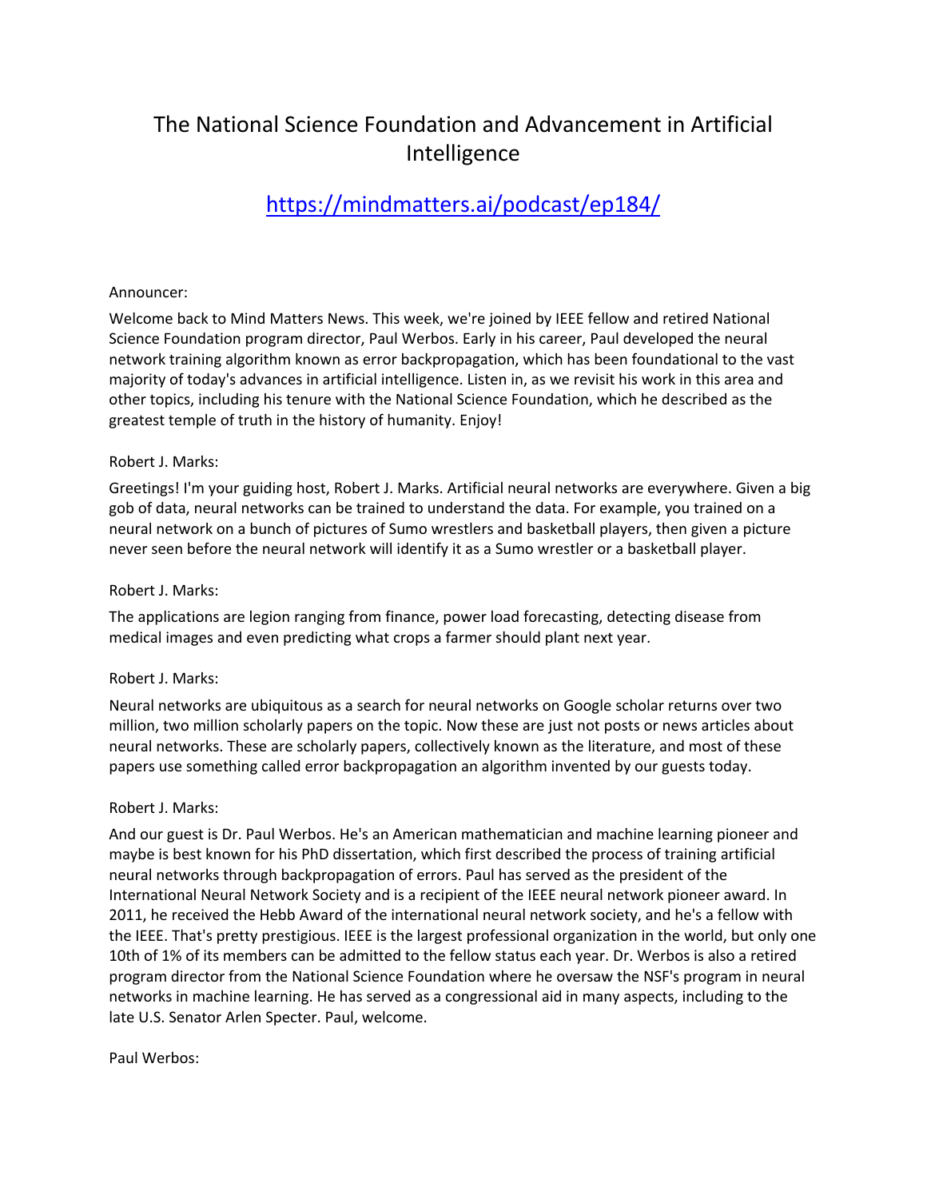# The National Science Foundation and Advancement in Artificial Intelligence

https://mindmatters.ai/podcast/ep184/

Announcer:

Welcome back to Mind Matters News. This week, we're joined by IEEE fellow and retired National Science Foundation program director, Paul Werbos. Early in his career, Paul developed the neural network training algorithm known as error backpropagation, which has been foundational to the vast majority of today's advances in artificial intelligence. Listen in, as we revisit his work in this area and other topics, including his tenure with the National Science Foundation, which he described as the greatest temple of truth in the history of humanity. Enjoy!

Robert J. Marks:

Greetings! I'm your guiding host, Robert J. Marks. Artificial neural networks are everywhere. Given a big gob of data, neural networks can be trained to understand the data. For example, you trained on a neural network on a bunch of pictures of Sumo wrestlers and basketball players, then given a picture never seen before the neural network will identify it as a Sumo wrestler or a basketball player.

Robert J. Marks:

The applications are legion ranging from finance, power load forecasting, detecting disease from medical images and even predicting what crops a farmer should plant next year.

Robert J. Marks:

Neural networks are ubiquitous as a search for neural networks on Google scholar returns over two million, two million scholarly papers on the topic. Now these are just not posts or news articles about neural networks. These are scholarly papers, collectively known as the literature, and most of these papers use something called error backpropagation an algorithm invented by our guests today.

Robert J. Marks:

And our guest is Dr. Paul Werbos. He's an American mathematician and machine learning pioneer and maybe is best known for his PhD dissertation, which first described the process of training artificial neural networks through backpropagation of errors. Paul has served as the president of the International Neural Network Society and is a recipient of the IEEE neural network pioneer award. In 2011, he received the Hebb Award of the international neural network society, and he's a fellow with the IEEE. That's pretty prestigious. IEEE is the largest professional organization in the world, but only one 10th of 1% of its members can be admitted to the fellow status each year. Dr. Werbos is also a retired program director from the National Science Foundation where he oversaw the NSF's program in neural networks in machine learning. He has served as a congressional aid in many aspects, including to the late U.S. Senator Arlen Specter. Paul, welcome.

Paul Werbos: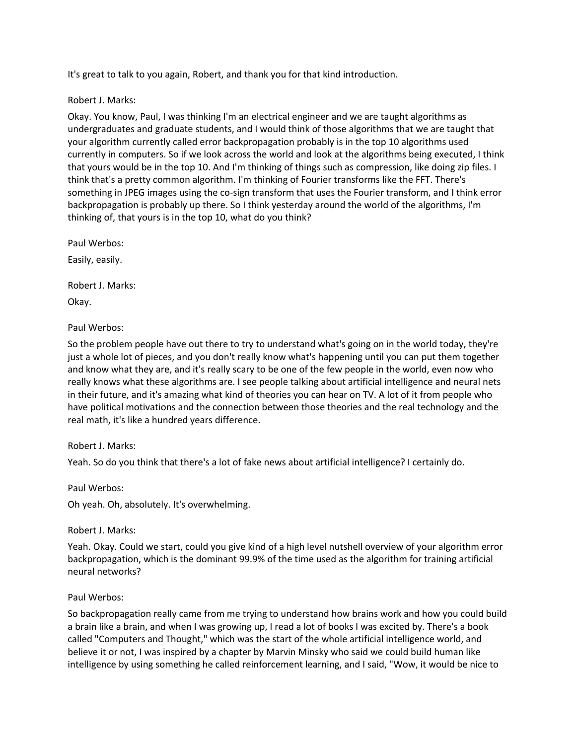It's great to talk to you again, Robert, and thank you for that kind introduction.

Robert J. Marks:

Okay. You know, Paul, I was thinking I'm an electrical engineer and we are taught algorithms as undergraduates and graduate students, and I would think of those algorithms that we are taught that your algorithm currently called error backpropagation probably is in the top 10 algorithms used currently in computers. So if we look across the world and look at the algorithms being executed, I think that yours would be in the top 10. And I'm thinking of things such as compression, like doing zip files. I think that's a pretty common algorithm. I'm thinking of Fourier transforms like the FFT. There's something in JPEG images using the co-sign transform that uses the Fourier transform, and I think error backpropagation is probably up there. So I think yesterday around the world of the algorithms, I'm thinking of, that yours is in the top 10, what do you think?

Paul Werbos:

Easily, easily.

Robert J. Marks:

Okay.

Paul Werbos:

So the problem people have out there to try to understand what's going on in the world today, they're just a whole lot of pieces, and you don't really know what's happening until you can put them together and know what they are, and it's really scary to be one of the few people in the world, even now who really knows what these algorithms are. I see people talking about artificial intelligence and neural nets in their future, and it's amazing what kind of theories you can hear on TV. A lot of it from people who have political motivations and the connection between those theories and the real technology and the real math, it's like a hundred years difference.

Robert J. Marks:

Yeah. So do you think that there's a lot of fake news about artificial intelligence? I certainly do.

Paul Werbos:

Oh yeah. Oh, absolutely. It's overwhelming.

Robert J. Marks:

Yeah. Okay. Could we start, could you give kind of a high level nutshell overview of your algorithm error backpropagation, which is the dominant 99.9% of the time used as the algorithm for training artificial neural networks?

Paul Werbos:

So backpropagation really came from me trying to understand how brains work and how you could build a brain like a brain, and when I was growing up, I read a lot of books I was excited by. There's a book called "Computers and Thought," which was the start of the whole artificial intelligence world, and believe it or not, I was inspired by a chapter by Marvin Minsky who said we could build human like intelligence by using something he called reinforcement learning, and I said, "Wow, it would be nice to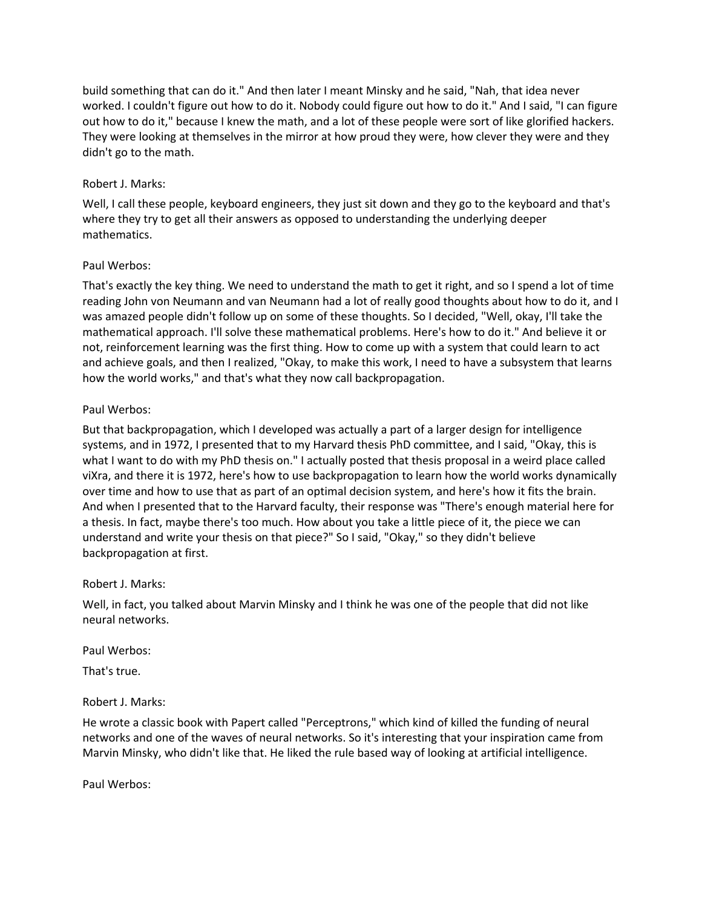build something that can do it." And then later I meant Minsky and he said, "Nah, that idea never worked. I couldn't figure out how to do it. Nobody could figure out how to do it." And I said, "I can figure out how to do it," because I knew the math, and a lot of these people were sort of like glorified hackers. They were looking at themselves in the mirror at how proud they were, how clever they were and they didn't go to the math.

Robert J. Marks:

Well, I call these people, keyboard engineers, they just sit down and they go to the keyboard and that's where they try to get all their answers as opposed to understanding the underlying deeper mathematics.

Paul Werbos:

That's exactly the key thing. We need to understand the math to get it right, and so I spend a lot of time reading John von Neumann and van Neumann had a lot of really good thoughts about how to do it, and I was amazed people didn't follow up on some of these thoughts. So I decided, "Well, okay, I'll take the mathematical approach. I'll solve these mathematical problems. Here's how to do it." And believe it or not, reinforcement learning was the first thing. How to come up with a system that could learn to act and achieve goals, and then I realized, "Okay, to make this work, I need to have a subsystem that learns how the world works," and that's what they now call backpropagation.

Paul Werbos:

But that backpropagation, which I developed was actually a part of a larger design for intelligence systems, and in 1972, I presented that to my Harvard thesis PhD committee, and I said, "Okay, this is what I want to do with my PhD thesis on." I actually posted that thesis proposal in a weird place called viXra, and there it is 1972, here's how to use backpropagation to learn how the world works dynamically over time and how to use that as part of an optimal decision system, and here's how it fits the brain. And when I presented that to the Harvard faculty, their response was "There's enough material here for a thesis. In fact, maybe there's too much. How about you take a little piece of it, the piece we can understand and write your thesis on that piece?" So I said, "Okay," so they didn't believe backpropagation at first.

Robert J. Marks:

Well, in fact, you talked about Marvin Minsky and I think he was one of the people that did not like neural networks.

Paul Werbos:

That's true.

Robert J. Marks:

He wrote a classic book with Papert called "Perceptrons," which kind of killed the funding of neural networks and one of the waves of neural networks. So it's interesting that your inspiration came from Marvin Minsky, who didn't like that. He liked the rule based way of looking at artificial intelligence.

Paul Werbos: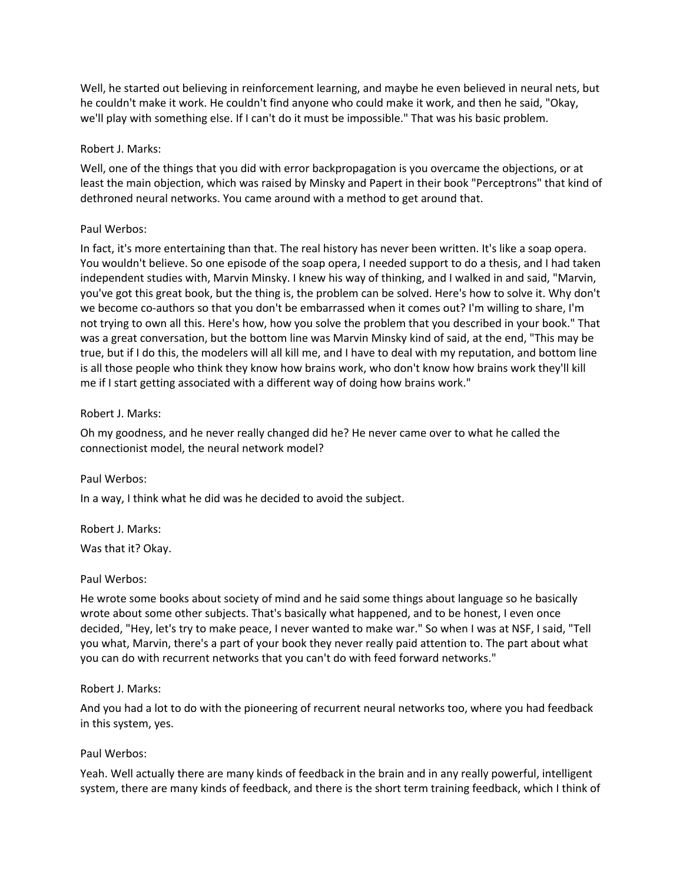Well, he started out believing in reinforcement learning, and maybe he even believed in neural nets, but he couldn't make it work. He couldn't find anyone who could make it work, and then he said, "Okay, we'll play with something else. If I can't do it must be impossible." That was his basic problem.

Robert J. Marks:

Well, one of the things that you did with error backpropagation is you overcame the objections, or at least the main objection, which was raised by Minsky and Papert in their book "Perceptrons" that kind of dethroned neural networks. You came around with a method to get around that.

Paul Werbos:

In fact, it's more entertaining than that. The real history has never been written. It's like a soap opera. You wouldn't believe. So one episode of the soap opera, I needed support to do a thesis, and I had taken independent studies with, Marvin Minsky. I knew his way of thinking, and I walked in and said, "Marvin, you've got this great book, but the thing is, the problem can be solved. Here's how to solve it. Why don't we become co-authors so that you don't be embarrassed when it comes out? I'm willing to share, I'm not trying to own all this. Here's how, how you solve the problem that you described in your book." That was a great conversation, but the bottom line was Marvin Minsky kind of said, at the end, "This may be true, but if I do this, the modelers will all kill me, and I have to deal with my reputation, and bottom line is all those people who think they know how brains work, who don't know how brains work they'll kill me if I start getting associated with a different way of doing how brains work."

Robert J. Marks:

Oh my goodness, and he never really changed did he? He never came over to what he called the connectionist model, the neural network model?

Paul Werbos:

In a way, I think what he did was he decided to avoid the subject.

Robert J. Marks:

Was that it? Okay.

Paul Werbos:

He wrote some books about society of mind and he said some things about language so he basically wrote about some other subjects. That's basically what happened, and to be honest, I even once decided, "Hey, let's try to make peace, I never wanted to make war." So when I was at NSF, I said, "Tell you what, Marvin, there's a part of your book they never really paid attention to. The part about what you can do with recurrent networks that you can't do with feed forward networks."

Robert J. Marks:

And you had a lot to do with the pioneering of recurrent neural networks too, where you had feedback in this system, yes.

Paul Werbos:

Yeah. Well actually there are many kinds of feedback in the brain and in any really powerful, intelligent system, there are many kinds of feedback, and there is the short term training feedback, which I think of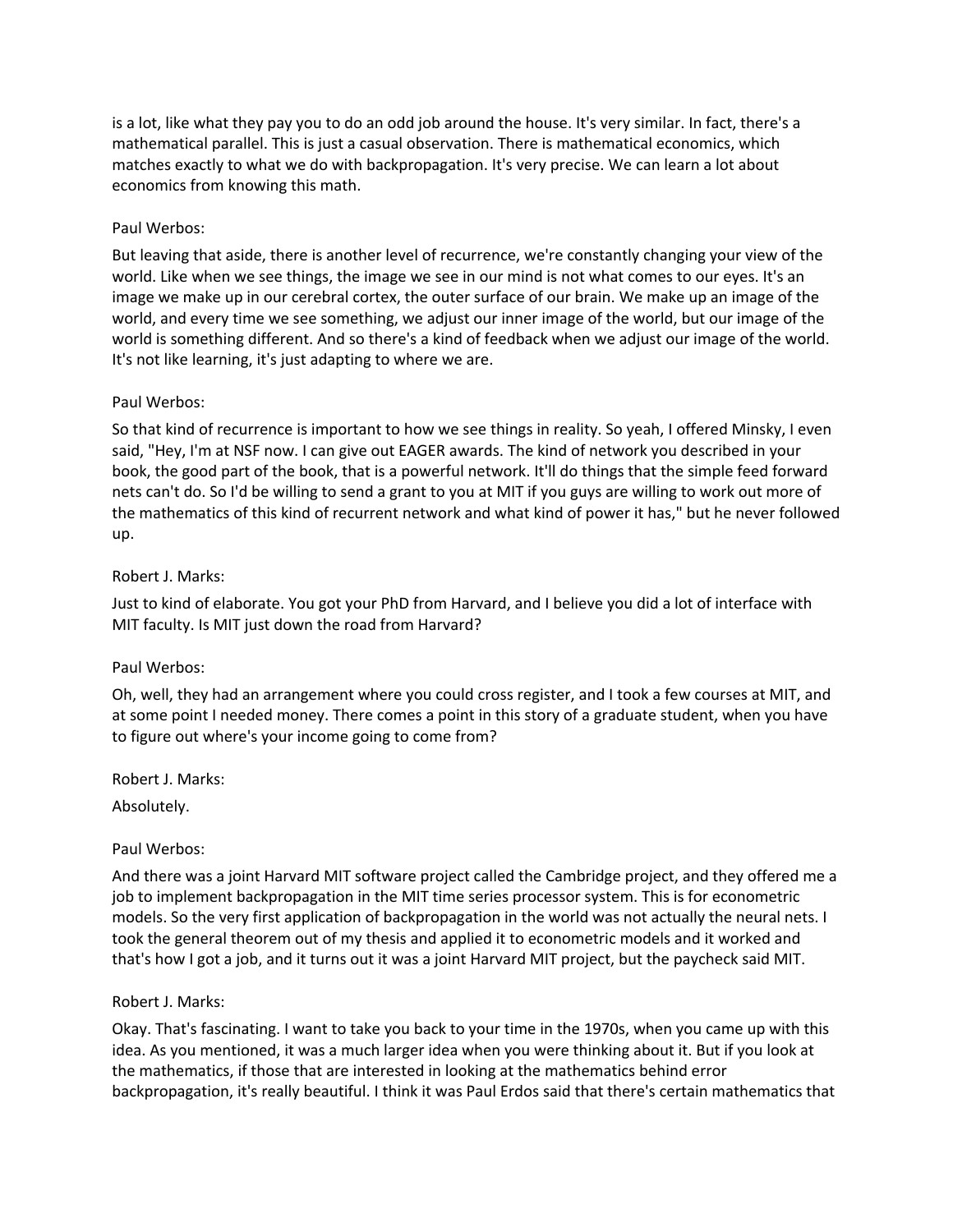is a lot, like what they pay you to do an odd job around the house. It's very similar. In fact, there's a mathematical parallel. This is just a casual observation. There is mathematical economics, which matches exactly to what we do with backpropagation. It's very precise. We can learn a lot about economics from knowing this math.

Paul Werbos:

But leaving that aside, there is another level of recurrence, we're constantly changing your view of the world. Like when we see things, the image we see in our mind is not what comes to our eyes. It's an image we make up in our cerebral cortex, the outer surface of our brain. We make up an image of the world, and every time we see something, we adjust our inner image of the world, but our image of the world is something different. And so there's a kind of feedback when we adjust our image of the world. It's not like learning, it's just adapting to where we are.

Paul Werbos:

So that kind of recurrence is important to how we see things in reality. So yeah, I offered Minsky, I even said, "Hey, I'm at NSF now. I can give out EAGER awards. The kind of network you described in your book, the good part of the book, that is a powerful network. It'll do things that the simple feed forward nets can't do. So I'd be willing to send a grant to you at MIT if you guys are willing to work out more of the mathematics of this kind of recurrent network and what kind of power it has," but he never followed up.

Robert J. Marks:

Just to kind of elaborate. You got your PhD from Harvard, and I believe you did a lot of interface with MIT faculty. Is MIT just down the road from Harvard?

Paul Werbos:

Oh, well, they had an arrangement where you could cross register, and I took a few courses at MIT, and at some point I needed money. There comes a point in this story of a graduate student, when you have to figure out where's your income going to come from?

Robert J. Marks:

Absolutely.

Paul Werbos:

And there was a joint Harvard MIT software project called the Cambridge project, and they offered me a job to implement backpropagation in the MIT time series processor system. This is for econometric models. So the very first application of backpropagation in the world was not actually the neural nets. I took the general theorem out of my thesis and applied it to econometric models and it worked and that's how I got a job, and it turns out it was a joint Harvard MIT project, but the paycheck said MIT.

Robert J. Marks:

Okay. That's fascinating. I want to take you back to your time in the 1970s, when you came up with this idea. As you mentioned, it was a much larger idea when you were thinking about it. But if you look at the mathematics, if those that are interested in looking at the mathematics behind error backpropagation, it's really beautiful. I think it was Paul Erdos said that there's certain mathematics that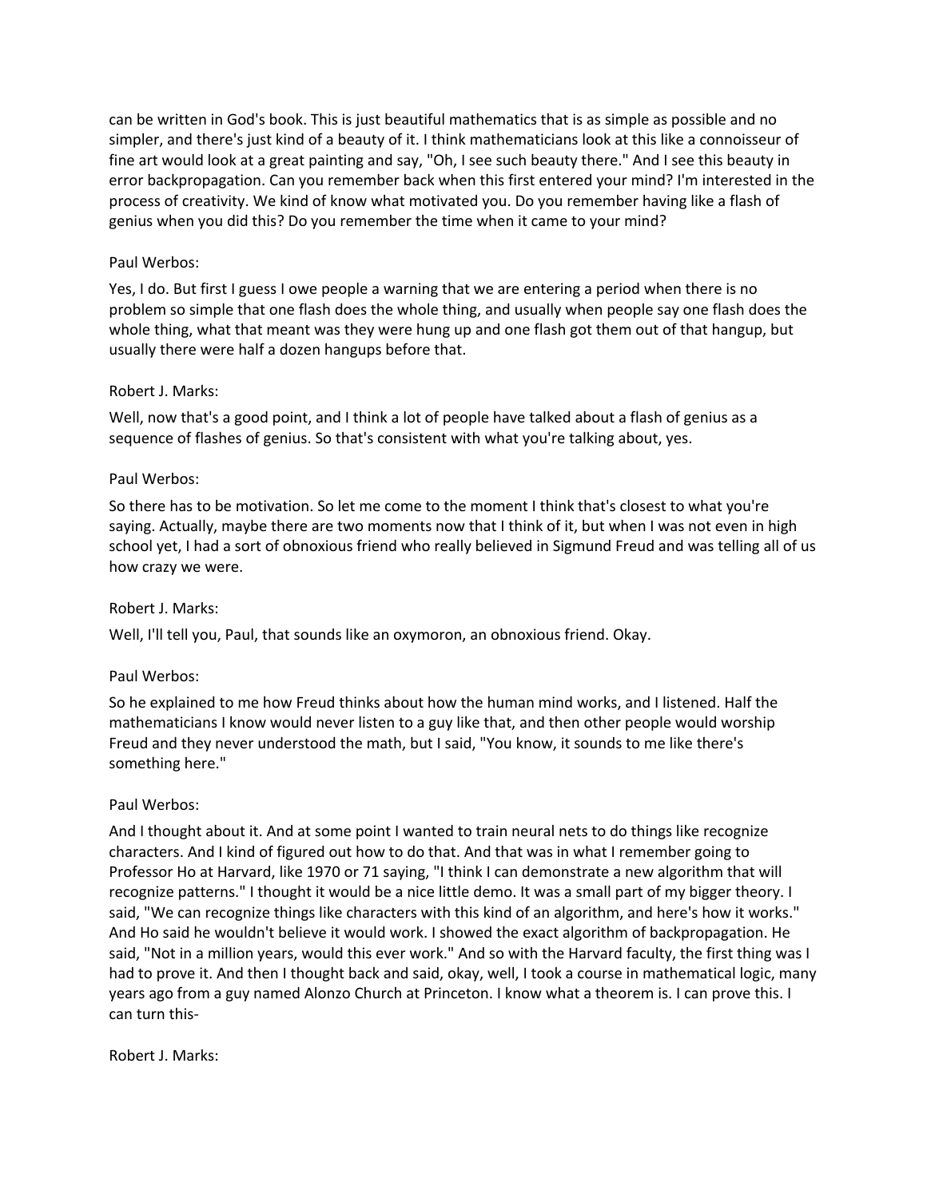can be written in God's book. This is just beautiful mathematics that is as simple as possible and no simpler, and there's just kind of a beauty of it. I think mathematicians look at this like a connoisseur of fine art would look at a great painting and say, "Oh, I see such beauty there." And I see this beauty in error backpropagation. Can you remember back when this first entered your mind? I'm interested in the process of creativity. We kind of know what motivated you. Do you remember having like a flash of genius when you did this? Do you remember the time when it came to your mind?

Paul Werbos:

Yes, I do. But first I guess I owe people a warning that we are entering a period when there is no problem so simple that one flash does the whole thing, and usually when people say one flash does the whole thing, what that meant was they were hung up and one flash got them out of that hangup, but usually there were half a dozen hangups before that.

Robert J. Marks:

Well, now that's a good point, and I think a lot of people have talked about a flash of genius as a sequence of flashes of genius. So that's consistent with what you're talking about, yes.

Paul Werbos:

So there has to be motivation. So let me come to the moment I think that's closest to what you're saying. Actually, maybe there are two moments now that I think of it, but when I was not even in high school yet, I had a sort of obnoxious friend who really believed in Sigmund Freud and was telling all of us how crazy we were.

Robert J. Marks:

Well, I'll tell you, Paul, that sounds like an oxymoron, an obnoxious friend. Okay.

Paul Werbos:

So he explained to me how Freud thinks about how the human mind works, and I listened. Half the mathematicians I know would never listen to a guy like that, and then other people would worship Freud and they never understood the math, but I said, "You know, it sounds to me like there's something here."

Paul Werbos:

And I thought about it. And at some point I wanted to train neural nets to do things like recognize characters. And I kind of figured out how to do that. And that was in what I remember going to Professor Ho at Harvard, like 1970 or 71 saying, "I think I can demonstrate a new algorithm that will recognize patterns." I thought it would be a nice little demo. It was a small part of my bigger theory. I said, "We can recognize things like characters with this kind of an algorithm, and here's how it works." And Ho said he wouldn't believe it would work. I showed the exact algorithm of backpropagation. He said, "Not in a million years, would this ever work." And so with the Harvard faculty, the first thing was I had to prove it. And then I thought back and said, okay, well, I took a course in mathematical logic, many years ago from a guy named Alonzo Church at Princeton. I know what a theorem is. I can prove this. I can turn this-

Robert J. Marks: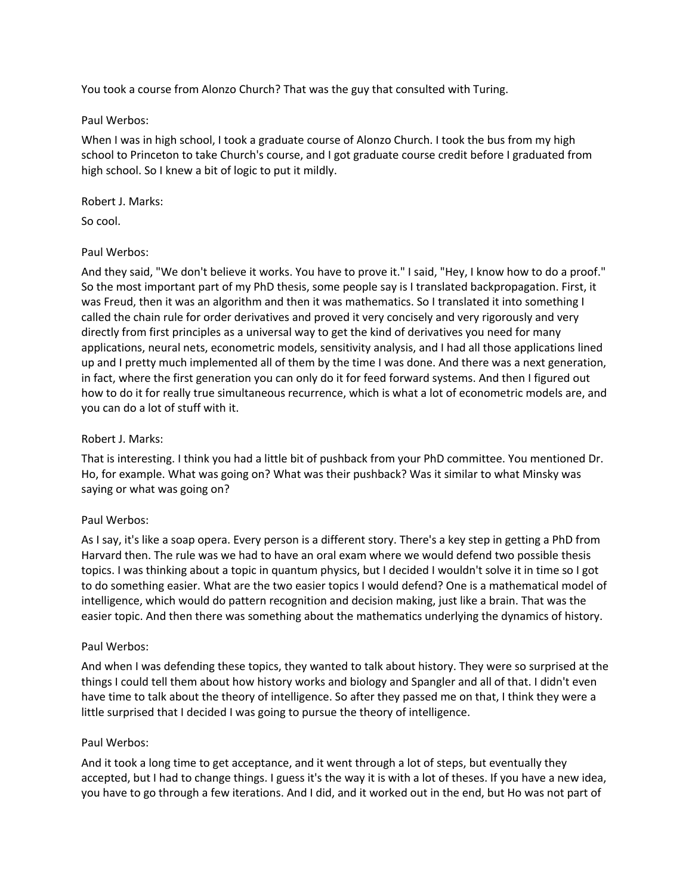You took a course from Alonzo Church? That was the guy that consulted with Turing.

Paul Werbos:

When I was in high school, I took a graduate course of Alonzo Church. I took the bus from my high school to Princeton to take Church's course, and I got graduate course credit before I graduated from high school. So I knew a bit of logic to put it mildly.

Robert J. Marks:

So cool.

Paul Werbos:

And they said, "We don't believe it works. You have to prove it." I said, "Hey, I know how to do a proof." So the most important part of my PhD thesis, some people say is I translated backpropagation. First, it was Freud, then it was an algorithm and then it was mathematics. So I translated it into something I called the chain rule for order derivatives and proved it very concisely and very rigorously and very directly from first principles as a universal way to get the kind of derivatives you need for many applications, neural nets, econometric models, sensitivity analysis, and I had all those applications lined up and I pretty much implemented all of them by the time I was done. And there was a next generation, in fact, where the first generation you can only do it for feed forward systems. And then I figured out how to do it for really true simultaneous recurrence, which is what a lot of econometric models are, and you can do a lot of stuff with it.

Robert J. Marks:

That is interesting. I think you had a little bit of pushback from your PhD committee. You mentioned Dr. Ho, for example. What was going on? What was their pushback? Was it similar to what Minsky was saying or what was going on?

Paul Werbos:

As I say, it's like a soap opera. Every person is a different story. There's a key step in getting a PhD from Harvard then. The rule was we had to have an oral exam where we would defend two possible thesis topics. I was thinking about a topic in quantum physics, but I decided I wouldn't solve it in time so I got to do something easier. What are the two easier topics I would defend? One is a mathematical model of intelligence, which would do pattern recognition and decision making, just like a brain. That was the easier topic. And then there was something about the mathematics underlying the dynamics of history.

Paul Werbos:

And when I was defending these topics, they wanted to talk about history. They were so surprised at the things I could tell them about how history works and biology and Spangler and all of that. I didn't even have time to talk about the theory of intelligence. So after they passed me on that, I think they were a little surprised that I decided I was going to pursue the theory of intelligence.

Paul Werbos:

And it took a long time to get acceptance, and it went through a lot of steps, but eventually they accepted, but I had to change things. I guess it's the way it is with a lot of theses. If you have a new idea, you have to go through a few iterations. And I did, and it worked out in the end, but Ho was not part of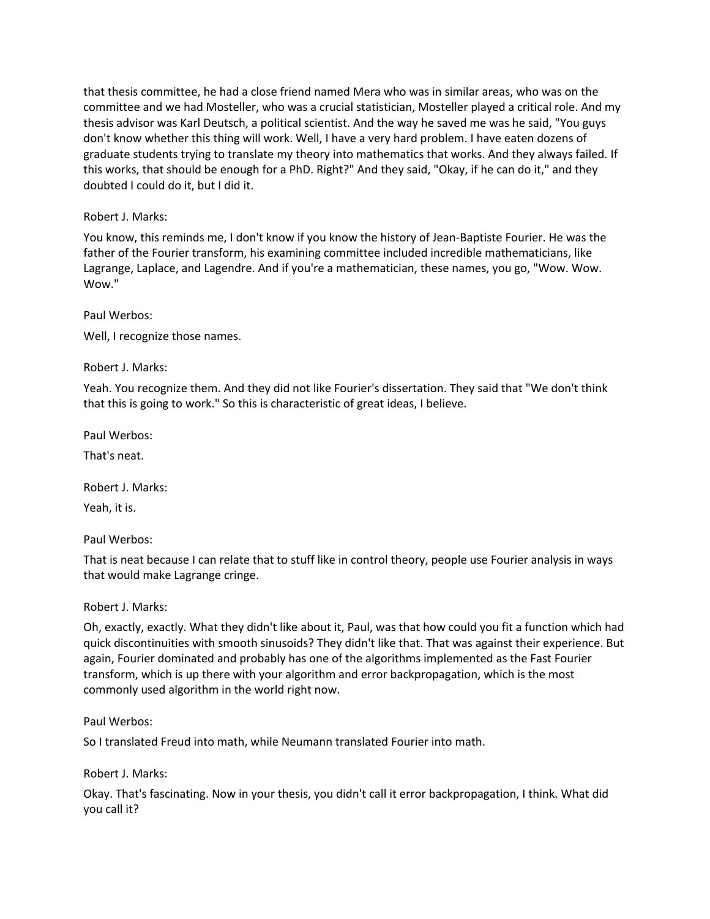that thesis committee, he had a close friend named Mera who was in similar areas, who was on the committee and we had Mosteller, who was a crucial statistician, Mosteller played a critical role. And my thesis advisor was Karl Deutsch, a political scientist. And the way he saved me was he said, "You guys don't know whether this thing will work. Well, I have a very hard problem. I have eaten dozens of graduate students trying to translate my theory into mathematics that works. And they always failed. If this works, that should be enough for a PhD. Right?" And they said, "Okay, if he can do it," and they doubted I could do it, but I did it.

Robert J. Marks:

You know, this reminds me, I don't know if you know the history of Jean-Baptiste Fourier. He was the father of the Fourier transform, his examining committee included incredible mathematicians, like Lagrange, Laplace, and Lagendre. And if you're a mathematician, these names, you go, "Wow. Wow. Wow."

Paul Werbos:

Well, I recognize those names.

Robert J. Marks:

Yeah. You recognize them. And they did not like Fourier's dissertation. They said that "We don't think that this is going to work." So this is characteristic of great ideas, I believe.

Paul Werbos:

That's neat.

Robert J. Marks:

Yeah, it is.

Paul Werbos:

That is neat because I can relate that to stuff like in control theory, people use Fourier analysis in ways that would make Lagrange cringe.

Robert J. Marks:

Oh, exactly, exactly. What they didn't like about it, Paul, was that how could you fit a function which had quick discontinuities with smooth sinusoids? They didn't like that. That was against their experience. But again, Fourier dominated and probably has one of the algorithms implemented as the Fast Fourier transform, which is up there with your algorithm and error backpropagation, which is the most commonly used algorithm in the world right now.

Paul Werbos:

So I translated Freud into math, while Neumann translated Fourier into math.

Robert J. Marks:

Okay. That's fascinating. Now in your thesis, you didn't call it error backpropagation, I think. What did you call it?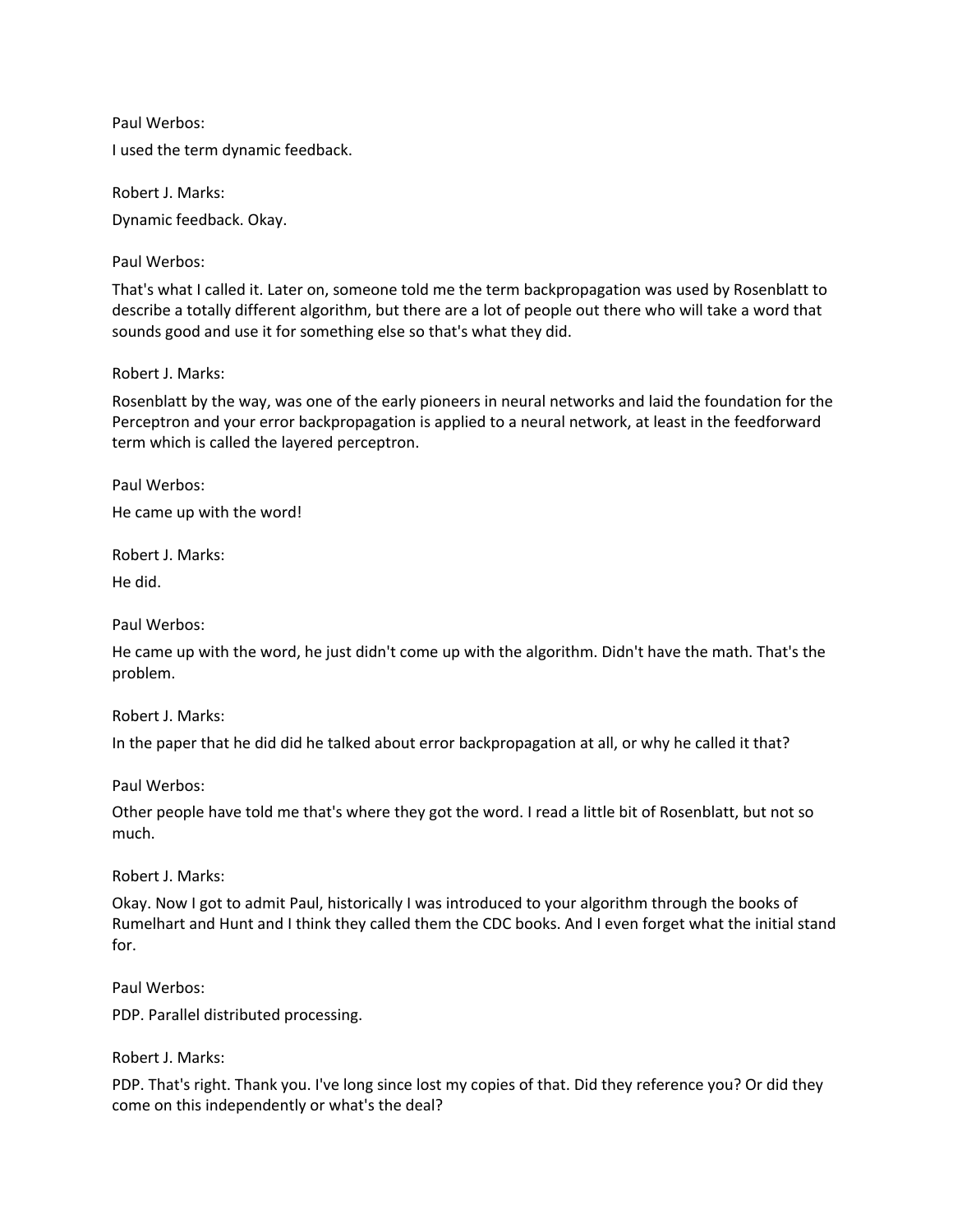Paul Werbos:

I used the term dynamic feedback.

Robert J. Marks:

Dynamic feedback. Okay.

Paul Werbos:

That's what I called it. Later on, someone told me the term backpropagation was used by Rosenblatt to describe a totally different algorithm, but there are a lot of people out there who will take a word that sounds good and use it for something else so that's what they did.

Robert J. Marks:

Rosenblatt by the way, was one of the early pioneers in neural networks and laid the foundation for the Perceptron and your error backpropagation is applied to a neural network, at least in the feedforward term which is called the layered perceptron.

Paul Werbos:

He came up with the word!

Robert J. Marks:

He did.

Paul Werbos:

He came up with the word, he just didn't come up with the algorithm. Didn't have the math. That's the problem.

Robert J. Marks:

In the paper that he did did he talked about error backpropagation at all, or why he called it that?

Paul Werbos:

Other people have told me that's where they got the word. I read a little bit of Rosenblatt, but not so much.

Robert J. Marks:

Okay. Now I got to admit Paul, historically I was introduced to your algorithm through the books of Rumelhart and Hunt and I think they called them the CDC books. And I even forget what the initial stand for.

Paul Werbos:

PDP. Parallel distributed processing.

Robert J. Marks:

PDP. That's right. Thank you. I've long since lost my copies of that. Did they reference you? Or did they come on this independently or what's the deal?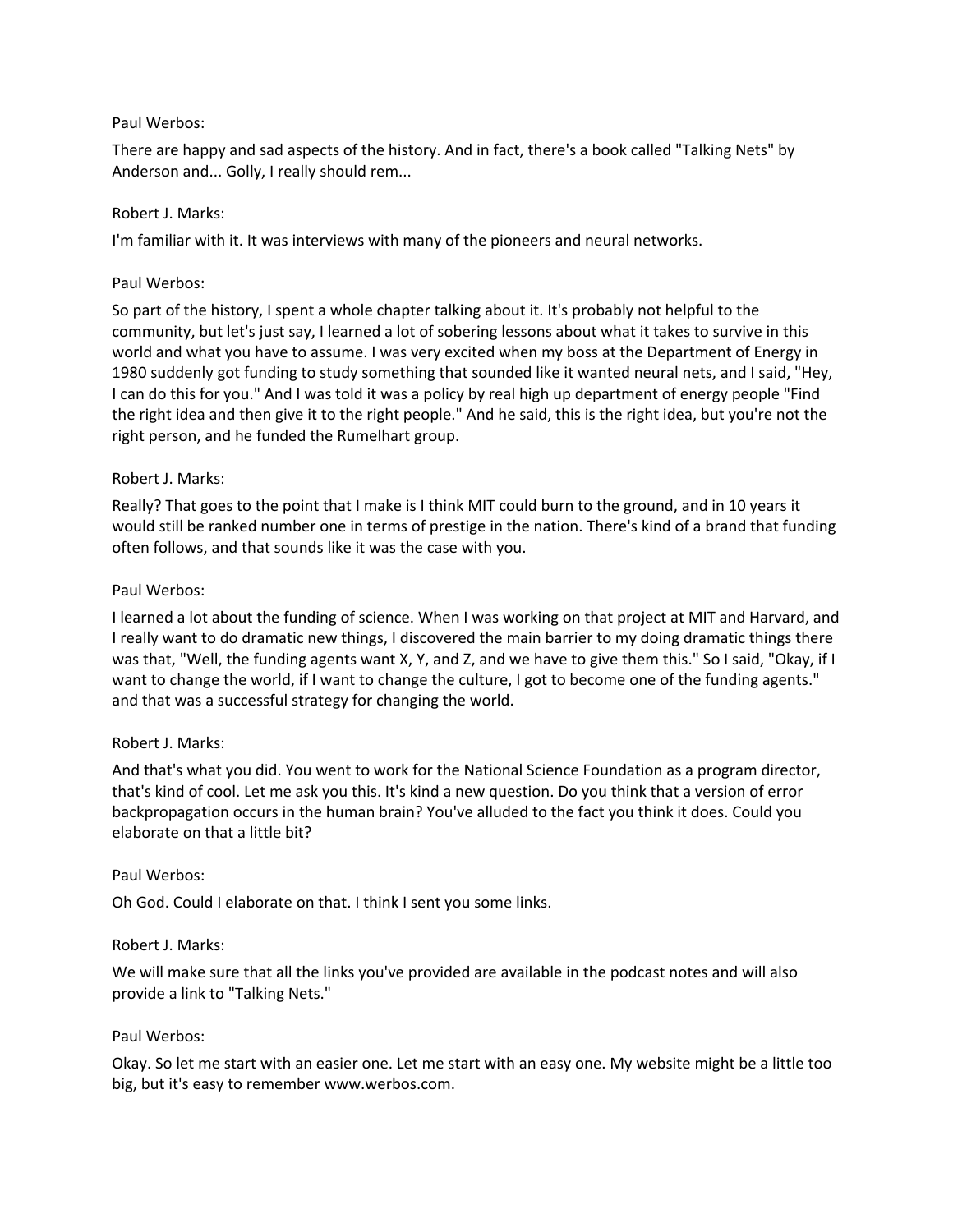Paul Werbos:

There are happy and sad aspects of the history. And in fact, there's a book called "Talking Nets" by Anderson and... Golly, I really should rem...

Robert J. Marks:

I'm familiar with it. It was interviews with many of the pioneers and neural networks.

Paul Werbos:

So part of the history, I spent a whole chapter talking about it. It's probably not helpful to the community, but let's just say, I learned a lot of sobering lessons about what it takes to survive in this world and what you have to assume. I was very excited when my boss at the Department of Energy in 1980 suddenly got funding to study something that sounded like it wanted neural nets, and I said, "Hey, I can do this for you." And I was told it was a policy by real high up department of energy people "Find the right idea and then give it to the right people." And he said, this is the right idea, but you're not the right person, and he funded the Rumelhart group.

Robert J. Marks:

Really? That goes to the point that I make is I think MIT could burn to the ground, and in 10 years it would still be ranked number one in terms of prestige in the nation. There's kind of a brand that funding often follows, and that sounds like it was the case with you.

Paul Werbos:

I learned a lot about the funding of science. When I was working on that project at MIT and Harvard, and I really want to do dramatic new things, I discovered the main barrier to my doing dramatic things there was that, "Well, the funding agents want X, Y, and Z, and we have to give them this." So I said, "Okay, if I want to change the world, if I want to change the culture, I got to become one of the funding agents." and that was a successful strategy for changing the world.

Robert J. Marks:

And that's what you did. You went to work for the National Science Foundation as a program director, that's kind of cool. Let me ask you this. It's kind a new question. Do you think that a version of error backpropagation occurs in the human brain? You've alluded to the fact you think it does. Could you elaborate on that a little bit?

Paul Werbos:

Oh God. Could I elaborate on that. I think I sent you some links.

Robert J. Marks:

We will make sure that all the links you've provided are available in the podcast notes and will also provide a link to "Talking Nets."

Paul Werbos:

Okay. So let me start with an easier one. Let me start with an easy one. My website might be a little too big, but it's easy to remember www.werbos.com.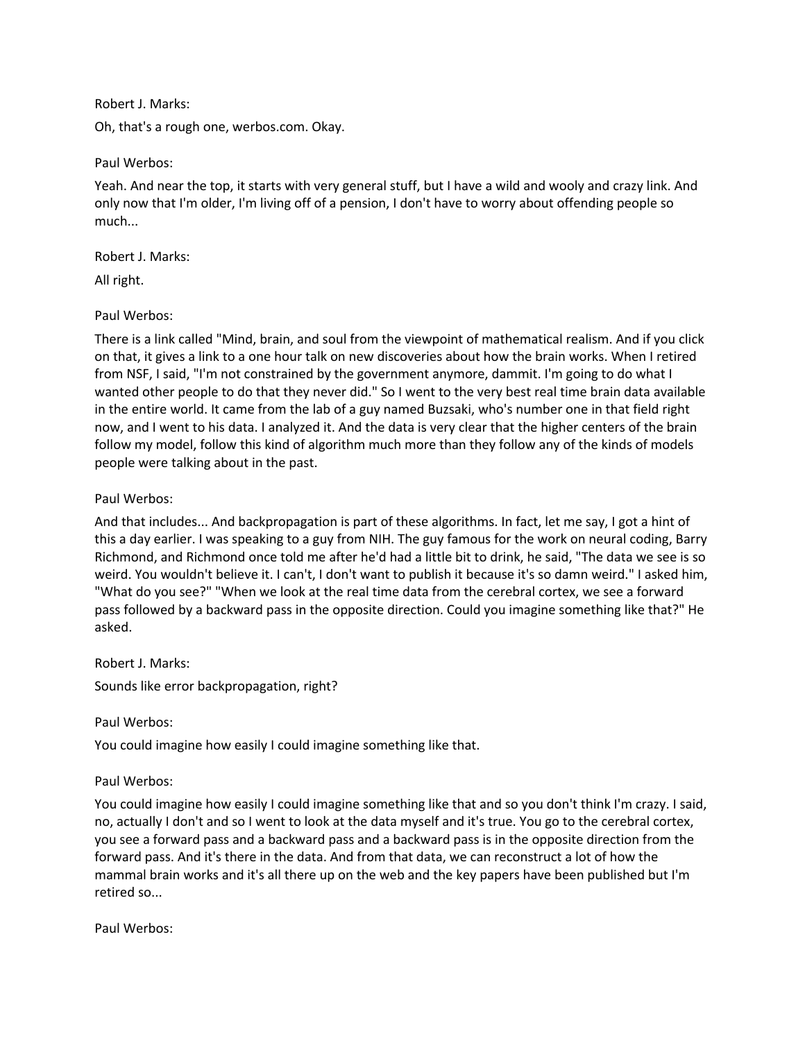Robert J. Marks:

Oh, that's a rough one, werbos.com. Okay.

Paul Werbos:

Yeah. And near the top, it starts with very general stuff, but I have a wild and wooly and crazy link. And only now that I'm older, I'm living off of a pension, I don't have to worry about offending people so much...

Robert J. Marks:

All right.

Paul Werbos:

There is a link called "Mind, brain, and soul from the viewpoint of mathematical realism. And if you click on that, it gives a link to a one hour talk on new discoveries about how the brain works. When I retired from NSF, I said, "I'm not constrained by the government anymore, dammit. I'm going to do what I wanted other people to do that they never did." So I went to the very best real time brain data available in the entire world. It came from the lab of a guy named Buzsaki, who's number one in that field right now, and I went to his data. I analyzed it. And the data is very clear that the higher centers of the brain follow my model, follow this kind of algorithm much more than they follow any of the kinds of models people were talking about in the past.

Paul Werbos:

And that includes... And backpropagation is part of these algorithms. In fact, let me say, I got a hint of this a day earlier. I was speaking to a guy from NIH. The guy famous for the work on neural coding, Barry Richmond, and Richmond once told me after he'd had a little bit to drink, he said, "The data we see is so weird. You wouldn't believe it. I can't, I don't want to publish it because it's so damn weird." I asked him, "What do you see?" "When we look at the real time data from the cerebral cortex, we see a forward pass followed by a backward pass in the opposite direction. Could you imagine something like that?" He asked.

Robert J. Marks:

Sounds like error backpropagation, right?

Paul Werbos:

You could imagine how easily I could imagine something like that.

Paul Werbos:

You could imagine how easily I could imagine something like that and so you don't think I'm crazy. I said, no, actually I don't and so I went to look at the data myself and it's true. You go to the cerebral cortex, you see a forward pass and a backward pass and a backward pass is in the opposite direction from the forward pass. And it's there in the data. And from that data, we can reconstruct a lot of how the mammal brain works and it's all there up on the web and the key papers have been published but I'm retired so...

Paul Werbos: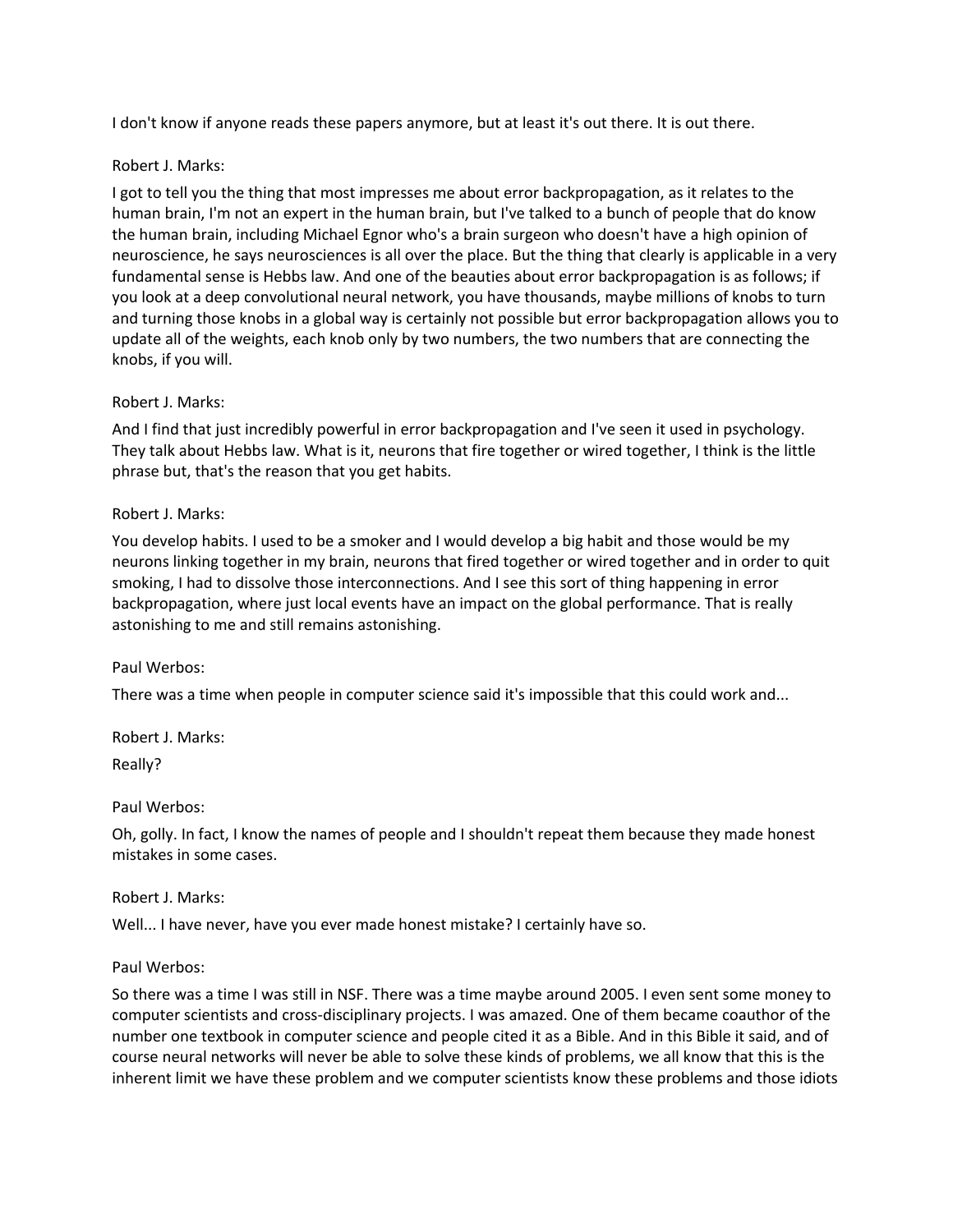I don't know if anyone reads these papers anymore, but at least it's out there. It is out there.

Robert J. Marks:

I got to tell you the thing that most impresses me about error backpropagation, as it relates to the human brain, I'm not an expert in the human brain, but I've talked to a bunch of people that do know the human brain, including Michael Egnor who's a brain surgeon who doesn't have a high opinion of neuroscience, he says neurosciences is all over the place. But the thing that clearly is applicable in a very fundamental sense is Hebbs law. And one of the beauties about error backpropagation is as follows; if you look at a deep convolutional neural network, you have thousands, maybe millions of knobs to turn and turning those knobs in a global way is certainly not possible but error backpropagation allows you to update all of the weights, each knob only by two numbers, the two numbers that are connecting the knobs, if you will.

Robert J. Marks:

And I find that just incredibly powerful in error backpropagation and I've seen it used in psychology. They talk about Hebbs law. What is it, neurons that fire together or wired together, I think is the little phrase but, that's the reason that you get habits.

Robert J. Marks:

You develop habits. I used to be a smoker and I would develop a big habit and those would be my neurons linking together in my brain, neurons that fired together or wired together and in order to quit smoking, I had to dissolve those interconnections. And I see this sort of thing happening in error backpropagation, where just local events have an impact on the global performance. That is really astonishing to me and still remains astonishing.

Paul Werbos:

There was a time when people in computer science said it's impossible that this could work and...

Robert J. Marks:

Really?

Paul Werbos:

Oh, golly. In fact, I know the names of people and I shouldn't repeat them because they made honest mistakes in some cases.

Robert J. Marks:

Well... I have never, have you ever made honest mistake? I certainly have so.

Paul Werbos:

So there was a time I was still in NSF. There was a time maybe around 2005. I even sent some money to computer scientists and cross-disciplinary projects. I was amazed. One of them became coauthor of the number one textbook in computer science and people cited it as a Bible. And in this Bible it said, and of course neural networks will never be able to solve these kinds of problems, we all know that this is the inherent limit we have these problem and we computer scientists know these problems and those idiots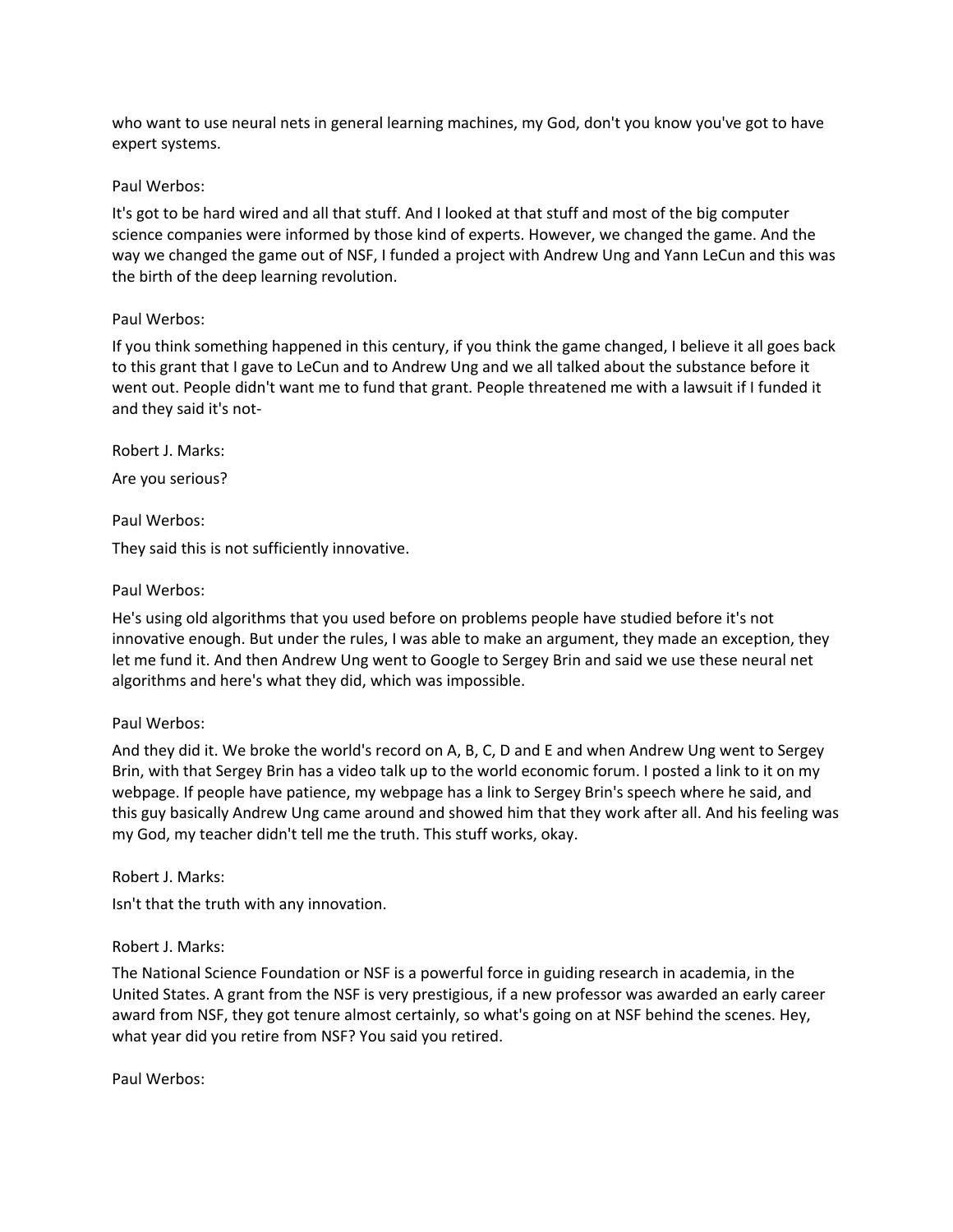who want to use neural nets in general learning machines, my God, don't you know you've got to have expert systems.

Paul Werbos:

It's got to be hard wired and all that stuff. And I looked at that stuff and most of the big computer science companies were informed by those kind of experts. However, we changed the game. And the way we changed the game out of NSF, I funded a project with Andrew Ung and Yann LeCun and this was the birth of the deep learning revolution.

Paul Werbos:

If you think something happened in this century, if you think the game changed, I believe it all goes back to this grant that I gave to LeCun and to Andrew Ung and we all talked about the substance before it went out. People didn't want me to fund that grant. People threatened me with a lawsuit if I funded it and they said it's not-

Robert J. Marks:

Are you serious?

Paul Werbos:

They said this is not sufficiently innovative.

Paul Werbos:

He's using old algorithms that you used before on problems people have studied before it's not innovative enough. But under the rules, I was able to make an argument, they made an exception, they let me fund it. And then Andrew Ung went to Google to Sergey Brin and said we use these neural net algorithms and here's what they did, which was impossible.

Paul Werbos:

And they did it. We broke the world's record on A, B, C, D and E and when Andrew Ung went to Sergey Brin, with that Sergey Brin has a video talk up to the world economic forum. I posted a link to it on my webpage. If people have patience, my webpage has a link to Sergey Brin's speech where he said, and this guy basically Andrew Ung came around and showed him that they work after all. And his feeling was my God, my teacher didn't tell me the truth. This stuff works, okay.

Robert J. Marks:

Isn't that the truth with any innovation.

Robert J. Marks:

The National Science Foundation or NSF is a powerful force in guiding research in academia, in the United States. A grant from the NSF is very prestigious, if a new professor was awarded an early career award from NSF, they got tenure almost certainly, so what's going on at NSF behind the scenes. Hey, what year did you retire from NSF? You said you retired.

Paul Werbos: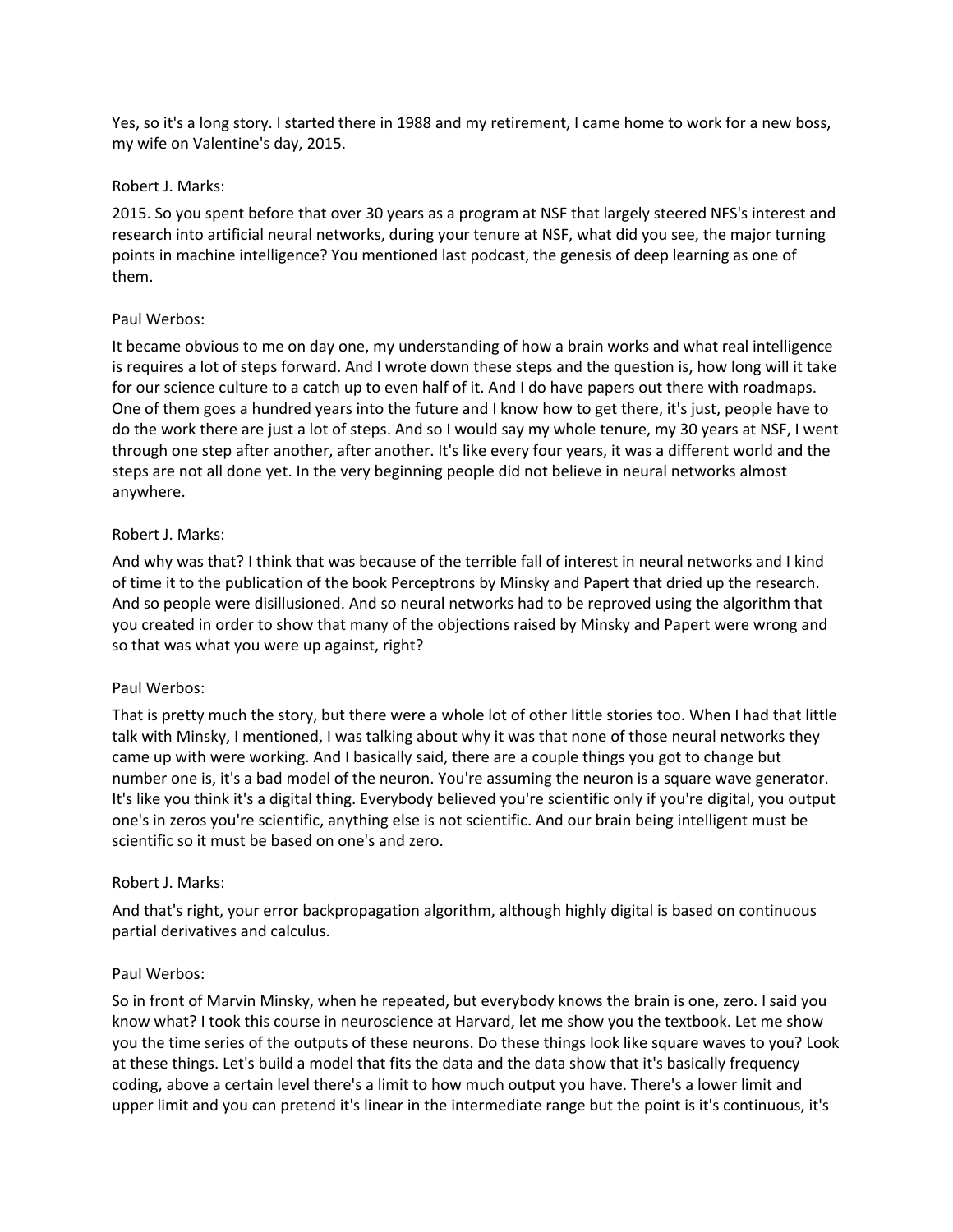Yes, so it's a long story. I started there in 1988 and my retirement, I came home to work for a new boss, my wife on Valentine's day, 2015.

Robert J. Marks:

2015. So you spent before that over 30 years as a program at NSF that largely steered NFS's interest and research into artificial neural networks, during your tenure at NSF, what did you see, the major turning points in machine intelligence? You mentioned last podcast, the genesis of deep learning as one of them.

Paul Werbos:

It became obvious to me on day one, my understanding of how a brain works and what real intelligence is requires a lot of steps forward. And I wrote down these steps and the question is, how long will it take for our science culture to a catch up to even half of it. And I do have papers out there with roadmaps. One of them goes a hundred years into the future and I know how to get there, it's just, people have to do the work there are just a lot of steps. And so I would say my whole tenure, my 30 years at NSF, I went through one step after another, after another. It's like every four years, it was a different world and the steps are not all done yet. In the very beginning people did not believe in neural networks almost anywhere.

Robert J. Marks:

And why was that? I think that was because of the terrible fall of interest in neural networks and I kind of time it to the publication of the book Perceptrons by Minsky and Papert that dried up the research. And so people were disillusioned. And so neural networks had to be reproved using the algorithm that you created in order to show that many of the objections raised by Minsky and Papert were wrong and so that was what you were up against, right?

Paul Werbos:

That is pretty much the story, but there were a whole lot of other little stories too. When I had that little talk with Minsky, I mentioned, I was talking about why it was that none of those neural networks they came up with were working. And I basically said, there are a couple things you got to change but number one is, it's a bad model of the neuron. You're assuming the neuron is a square wave generator. It's like you think it's a digital thing. Everybody believed you're scientific only if you're digital, you output one's in zeros you're scientific, anything else is not scientific. And our brain being intelligent must be scientific so it must be based on one's and zero.

Robert J. Marks:

And that's right, your error backpropagation algorithm, although highly digital is based on continuous partial derivatives and calculus.

Paul Werbos:

So in front of Marvin Minsky, when he repeated, but everybody knows the brain is one, zero. I said you know what? I took this course in neuroscience at Harvard, let me show you the textbook. Let me show you the time series of the outputs of these neurons. Do these things look like square waves to you? Look at these things. Let's build a model that fits the data and the data show that it's basically frequency coding, above a certain level there's a limit to how much output you have. There's a lower limit and upper limit and you can pretend it's linear in the intermediate range but the point is it's continuous, it's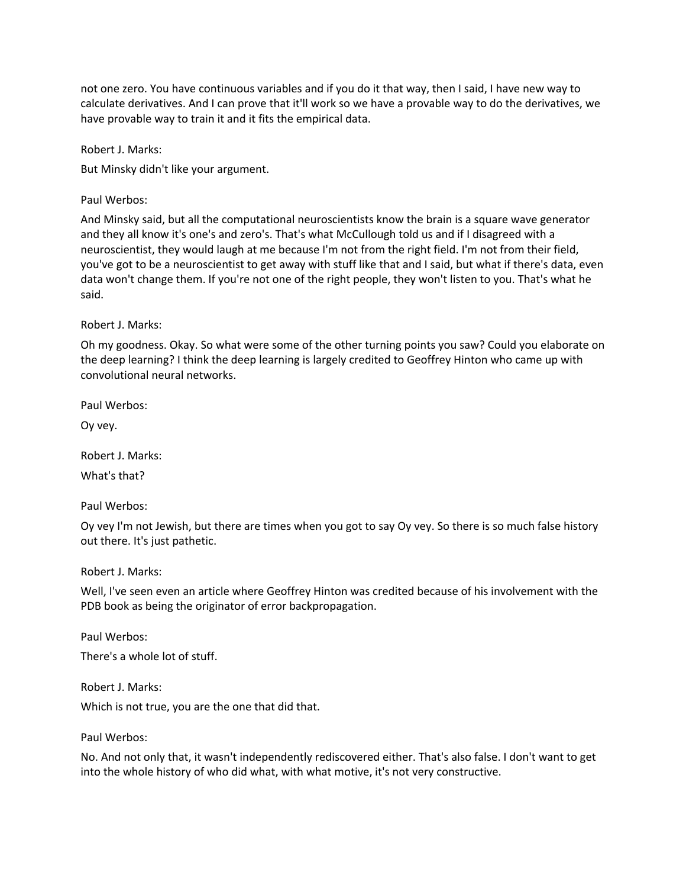not one zero. You have continuous variables and if you do it that way, then I said, I have new way to calculate derivatives. And I can prove that it'll work so we have a provable way to do the derivatives, we have provable way to train it and it fits the empirical data.

Robert J. Marks:

But Minsky didn't like your argument.

Paul Werbos:

And Minsky said, but all the computational neuroscientists know the brain is a square wave generator and they all know it's one's and zero's. That's what McCullough told us and if I disagreed with a neuroscientist, they would laugh at me because I'm not from the right field. I'm not from their field, you've got to be a neuroscientist to get away with stuff like that and I said, but what if there's data, even data won't change them. If you're not one of the right people, they won't listen to you. That's what he said.

Robert J. Marks:

Oh my goodness. Okay. So what were some of the other turning points you saw? Could you elaborate on the deep learning? I think the deep learning is largely credited to Geoffrey Hinton who came up with convolutional neural networks.

Paul Werbos:

Oy vey.

Robert J. Marks:

What's that?

Paul Werbos:

Oy vey I'm not Jewish, but there are times when you got to say Oy vey. So there is so much false history out there. It's just pathetic.

Robert J. Marks:

Well, I've seen even an article where Geoffrey Hinton was credited because of his involvement with the PDB book as being the originator of error backpropagation.

Paul Werbos:

There's a whole lot of stuff.

Robert J. Marks:

Which is not true, you are the one that did that.

Paul Werbos:

No. And not only that, it wasn't independently rediscovered either. That's also false. I don't want to get into the whole history of who did what, with what motive, it's not very constructive.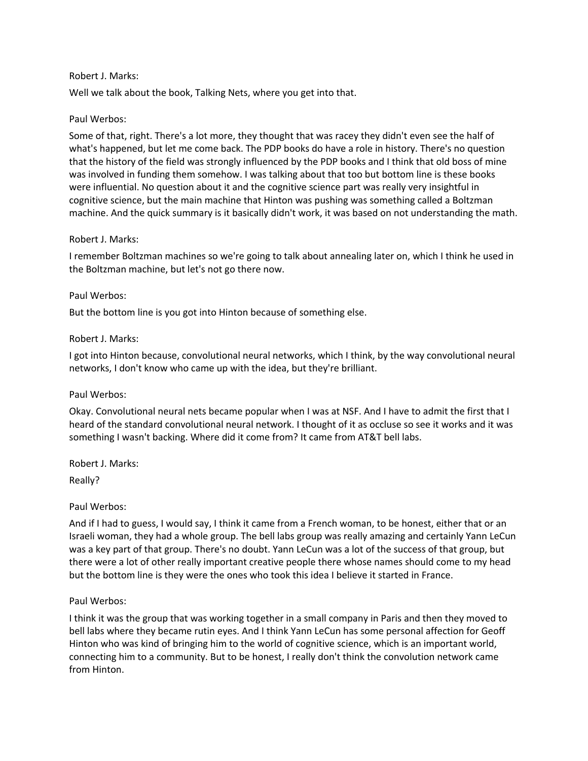Robert J. Marks:

Well we talk about the book, Talking Nets, where you get into that.

Paul Werbos:

Some of that, right. There's a lot more, they thought that was racey they didn't even see the half of what's happened, but let me come back. The PDP books do have a role in history. There's no question that the history of the field was strongly influenced by the PDP books and I think that old boss of mine was involved in funding them somehow. I was talking about that too but bottom line is these books were influential. No question about it and the cognitive science part was really very insightful in cognitive science, but the main machine that Hinton was pushing was something called a Boltzman machine. And the quick summary is it basically didn't work, it was based on not understanding the math.

Robert J. Marks:

I remember Boltzman machines so we're going to talk about annealing later on, which I think he used in the Boltzman machine, but let's not go there now.

Paul Werbos:

But the bottom line is you got into Hinton because of something else.

Robert J. Marks:

I got into Hinton because, convolutional neural networks, which I think, by the way convolutional neural networks, I don't know who came up with the idea, but they're brilliant.

Paul Werbos:

Okay. Convolutional neural nets became popular when I was at NSF. And I have to admit the first that I heard of the standard convolutional neural network. I thought of it as occluse so see it works and it was something I wasn't backing. Where did it come from? It came from AT&T bell labs.

Robert J. Marks:

Really?

Paul Werbos:

And if I had to guess, I would say, I think it came from a French woman, to be honest, either that or an Israeli woman, they had a whole group. The bell labs group was really amazing and certainly Yann LeCun was a key part of that group. There's no doubt. Yann LeCun was a lot of the success of that group, but there were a lot of other really important creative people there whose names should come to my head but the bottom line is they were the ones who took this idea I believe it started in France.

Paul Werbos:

I think it was the group that was working together in a small company in Paris and then they moved to bell labs where they became rutin eyes. And I think Yann LeCun has some personal affection for Geoff Hinton who was kind of bringing him to the world of cognitive science, which is an important world, connecting him to a community. But to be honest, I really don't think the convolution network came from Hinton.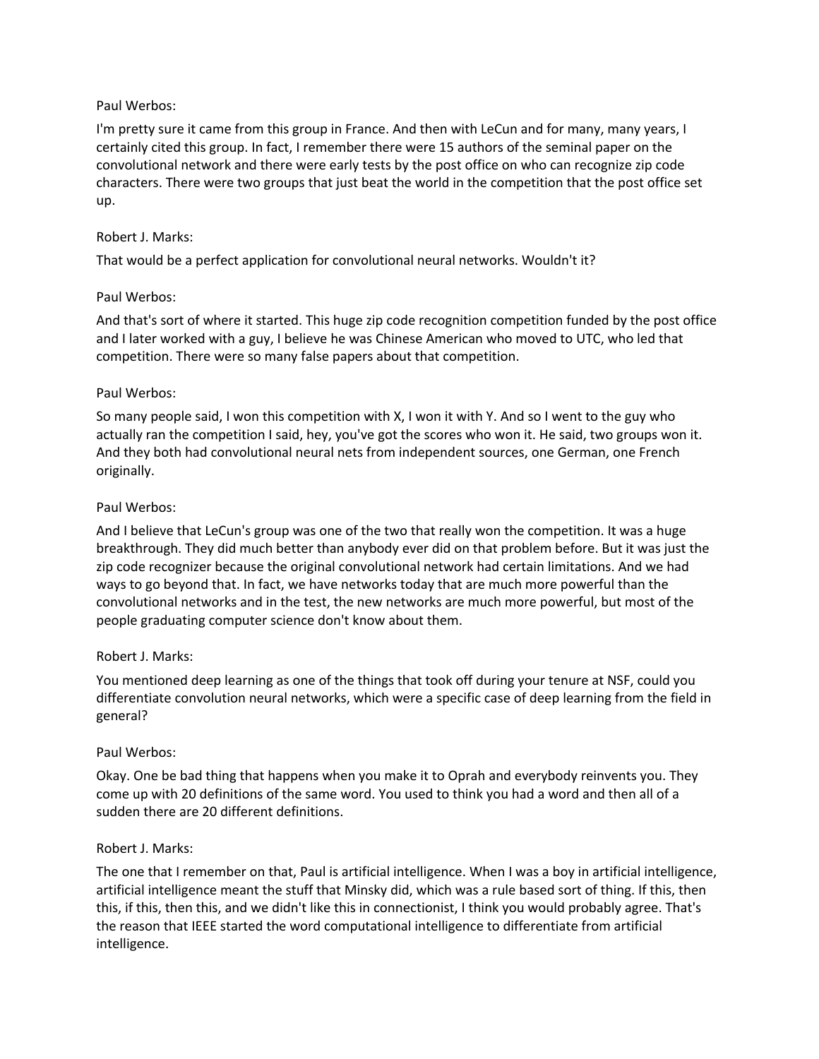Paul Werbos:

I'm pretty sure it came from this group in France. And then with LeCun and for many, many years, I certainly cited this group. In fact, I remember there were 15 authors of the seminal paper on the convolutional network and there were early tests by the post office on who can recognize zip code characters. There were two groups that just beat the world in the competition that the post office set up.

Robert J. Marks:

That would be a perfect application for convolutional neural networks. Wouldn't it?

Paul Werbos:

And that's sort of where it started. This huge zip code recognition competition funded by the post office and I later worked with a guy, I believe he was Chinese American who moved to UTC, who led that competition. There were so many false papers about that competition.

Paul Werbos:

So many people said, I won this competition with X, I won it with Y. And so I went to the guy who actually ran the competition I said, hey, you've got the scores who won it. He said, two groups won it. And they both had convolutional neural nets from independent sources, one German, one French originally.

Paul Werbos:

And I believe that LeCun's group was one of the two that really won the competition. It was a huge breakthrough. They did much better than anybody ever did on that problem before. But it was just the zip code recognizer because the original convolutional network had certain limitations. And we had ways to go beyond that. In fact, we have networks today that are much more powerful than the convolutional networks and in the test, the new networks are much more powerful, but most of the people graduating computer science don't know about them.

Robert J. Marks:

You mentioned deep learning as one of the things that took off during your tenure at NSF, could you differentiate convolution neural networks, which were a specific case of deep learning from the field in general?

Paul Werbos:

Okay. One be bad thing that happens when you make it to Oprah and everybody reinvents you. They come up with 20 definitions of the same word. You used to think you had a word and then all of a sudden there are 20 different definitions.

Robert J. Marks:

The one that I remember on that, Paul is artificial intelligence. When I was a boy in artificial intelligence, artificial intelligence meant the stuff that Minsky did, which was a rule based sort of thing. If this, then this, if this, then this, and we didn't like this in connectionist, I think you would probably agree. That's the reason that IEEE started the word computational intelligence to differentiate from artificial intelligence.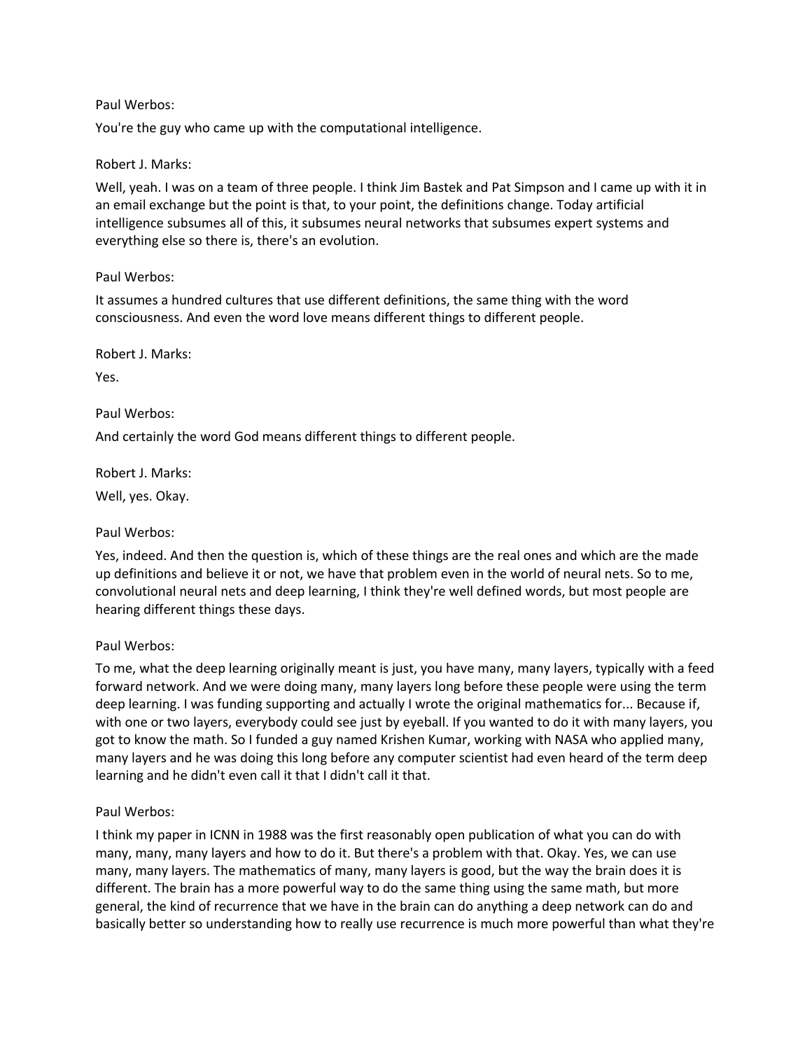Paul Werbos:

You're the guy who came up with the computational intelligence.

Robert J. Marks:

Well, yeah. I was on a team of three people. I think Jim Bastek and Pat Simpson and I came up with it in an email exchange but the point is that, to your point, the definitions change. Today artificial intelligence subsumes all of this, it subsumes neural networks that subsumes expert systems and everything else so there is, there's an evolution.

Paul Werbos:

It assumes a hundred cultures that use different definitions, the same thing with the word consciousness. And even the word love means different things to different people.

Robert J. Marks:

Yes.

Paul Werbos:

And certainly the word God means different things to different people.

Robert J. Marks:

Well, yes. Okay.

Paul Werbos:

Yes, indeed. And then the question is, which of these things are the real ones and which are the made up definitions and believe it or not, we have that problem even in the world of neural nets. So to me, convolutional neural nets and deep learning, I think they're well defined words, but most people are hearing different things these days.

Paul Werbos:

To me, what the deep learning originally meant is just, you have many, many layers, typically with a feed forward network. And we were doing many, many layers long before these people were using the term deep learning. I was funding supporting and actually I wrote the original mathematics for... Because if, with one or two layers, everybody could see just by eyeball. If you wanted to do it with many layers, you got to know the math. So I funded a guy named Krishen Kumar, working with NASA who applied many, many layers and he was doing this long before any computer scientist had even heard of the term deep learning and he didn't even call it that I didn't call it that.

Paul Werbos:

I think my paper in ICNN in 1988 was the first reasonably open publication of what you can do with many, many, many layers and how to do it. But there's a problem with that. Okay. Yes, we can use many, many layers. The mathematics of many, many layers is good, but the way the brain does it is different. The brain has a more powerful way to do the same thing using the same math, but more general, the kind of recurrence that we have in the brain can do anything a deep network can do and basically better so understanding how to really use recurrence is much more powerful than what they're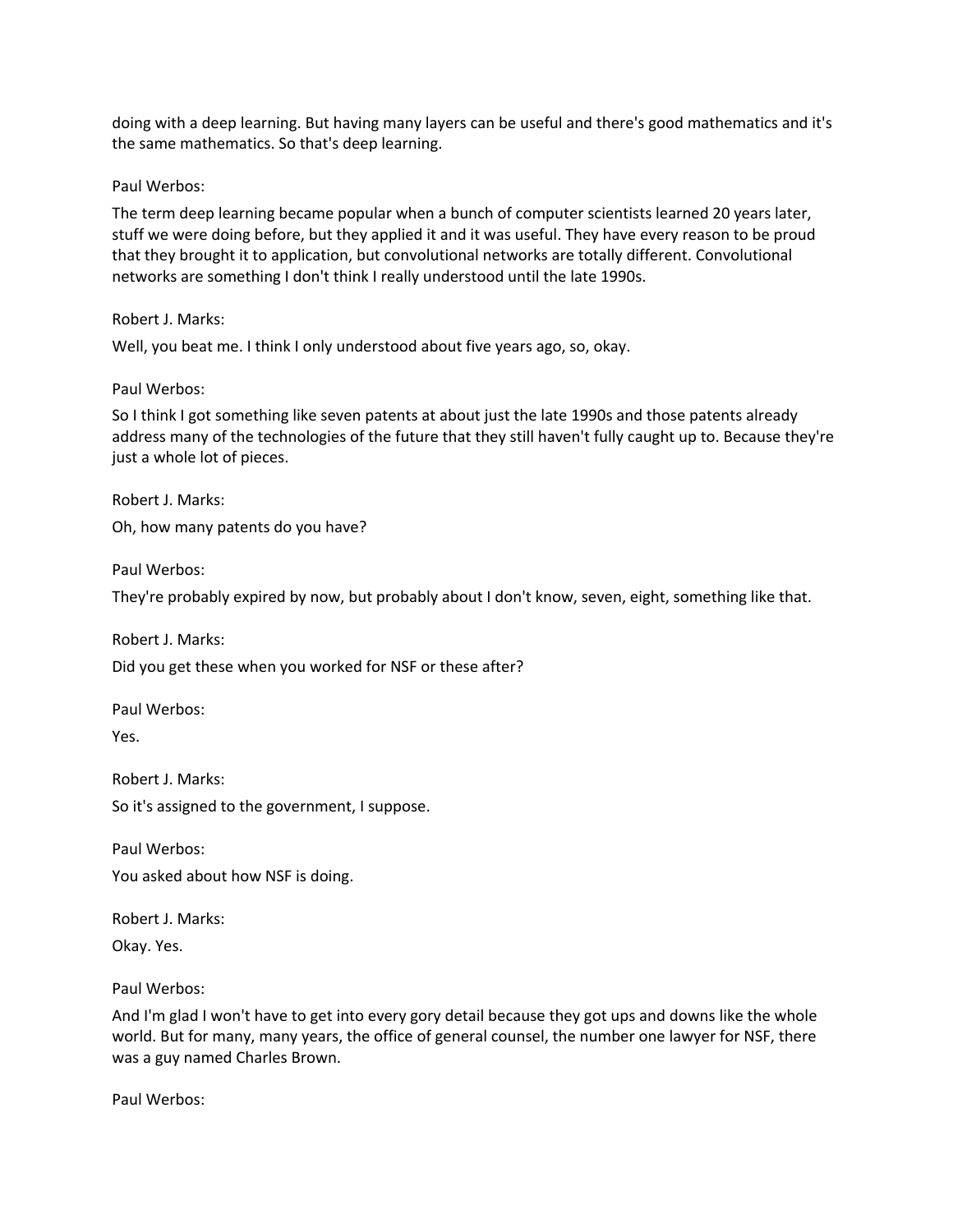doing with a deep learning. But having many layers can be useful and there's good mathematics and it's the same mathematics. So that's deep learning.

Paul Werbos:

The term deep learning became popular when a bunch of computer scientists learned 20 years later, stuff we were doing before, but they applied it and it was useful. They have every reason to be proud that they brought it to application, but convolutional networks are totally different. Convolutional networks are something I don't think I really understood until the late 1990s.

Robert J. Marks:

Well, you beat me. I think I only understood about five years ago, so, okay.

Paul Werbos:

So I think I got something like seven patents at about just the late 1990s and those patents already address many of the technologies of the future that they still haven't fully caught up to. Because they're just a whole lot of pieces.

Robert J. Marks:

Oh, how many patents do you have?

Paul Werbos:

They're probably expired by now, but probably about I don't know, seven, eight, something like that.

Robert J. Marks:

Did you get these when you worked for NSF or these after?

Paul Werbos:

Yes.

Robert J. Marks:

So it's assigned to the government, I suppose.

Paul Werbos:

You asked about how NSF is doing.

Robert J. Marks:

Okay. Yes.

Paul Werbos:

And I'm glad I won't have to get into every gory detail because they got ups and downs like the whole world. But for many, many years, the office of general counsel, the number one lawyer for NSF, there was a guy named Charles Brown.

Paul Werbos: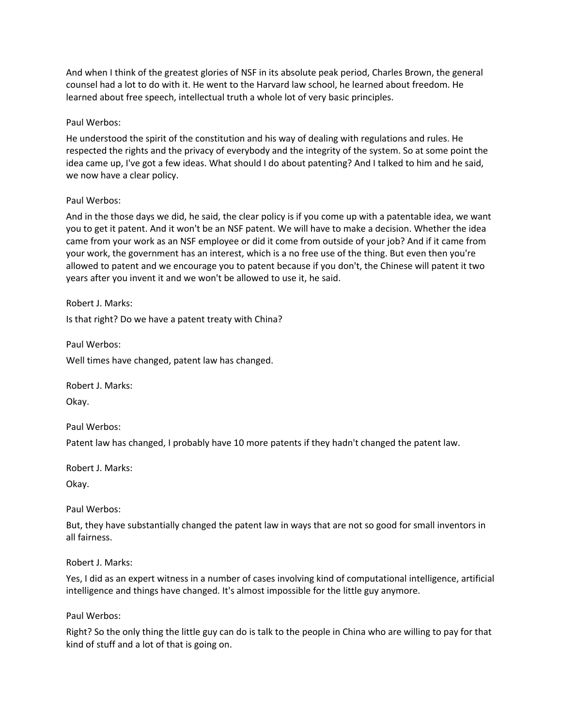And when I think of the greatest glories of NSF in its absolute peak period, Charles Brown, the general counsel had a lot to do with it. He went to the Harvard law school, he learned about freedom. He learned about free speech, intellectual truth a whole lot of very basic principles.

Paul Werbos:

He understood the spirit of the constitution and his way of dealing with regulations and rules. He respected the rights and the privacy of everybody and the integrity of the system. So at some point the idea came up, I've got a few ideas. What should I do about patenting? And I talked to him and he said, we now have a clear policy.

Paul Werbos:

And in the those days we did, he said, the clear policy is if you come up with a patentable idea, we want you to get it patent. And it won't be an NSF patent. We will have to make a decision. Whether the idea came from your work as an NSF employee or did it come from outside of your job? And if it came from your work, the government has an interest, which is a no free use of the thing. But even then you're allowed to patent and we encourage you to patent because if you don't, the Chinese will patent it two years after you invent it and we won't be allowed to use it, he said.

Robert J. Marks:

Is that right? Do we have a patent treaty with China?

Paul Werbos:

Well times have changed, patent law has changed.

Robert J. Marks:

Okay.

Paul Werbos:

Patent law has changed, I probably have 10 more patents if they hadn't changed the patent law.

Robert J. Marks:

Okay.

Paul Werbos:

But, they have substantially changed the patent law in ways that are not so good for small inventors in all fairness.

Robert J. Marks:

Yes, I did as an expert witness in a number of cases involving kind of computational intelligence, artificial intelligence and things have changed. It's almost impossible for the little guy anymore.

Paul Werbos:

Right? So the only thing the little guy can do is talk to the people in China who are willing to pay for that kind of stuff and a lot of that is going on.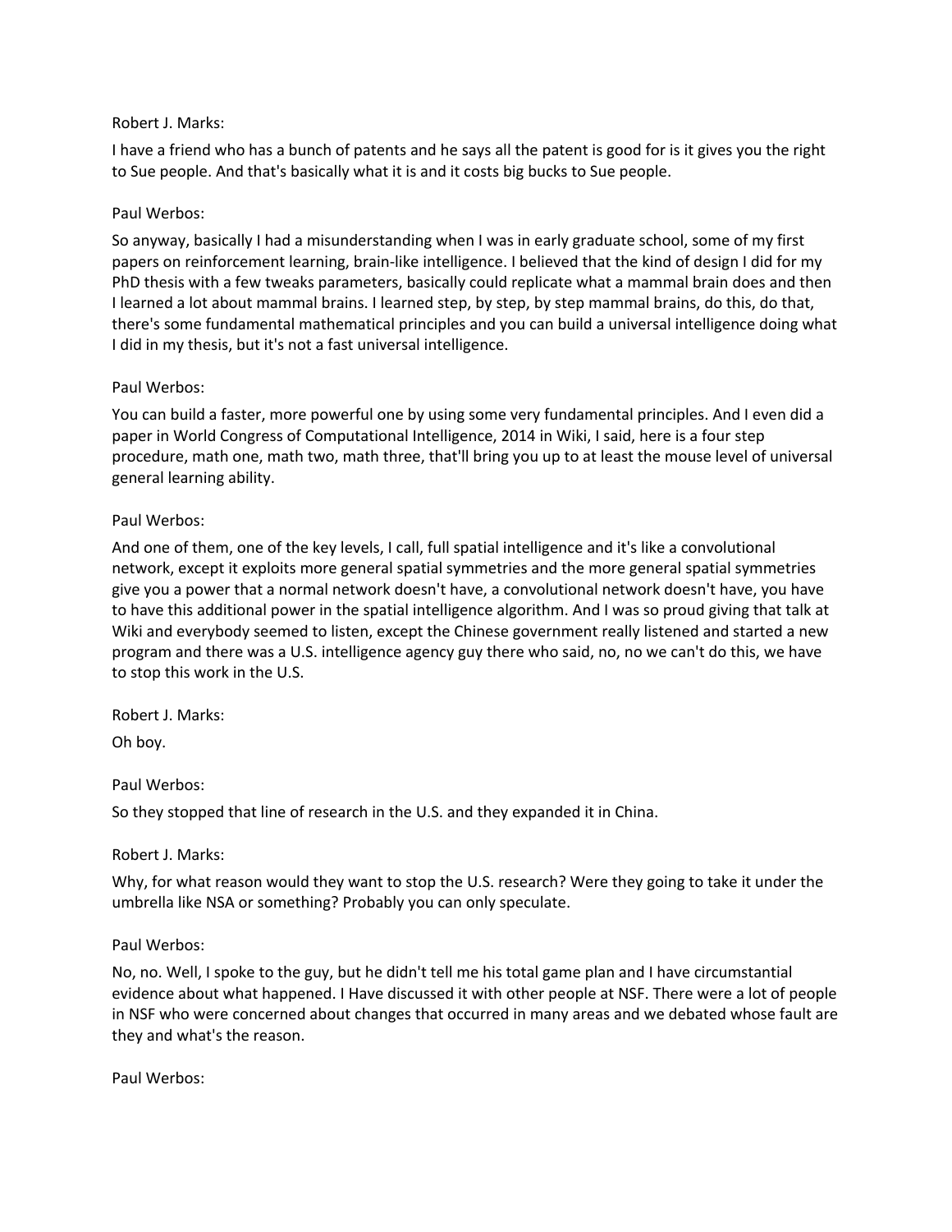Robert J. Marks:

I have a friend who has a bunch of patents and he says all the patent is good for is it gives you the right to Sue people. And that's basically what it is and it costs big bucks to Sue people.

Paul Werbos:

So anyway, basically I had a misunderstanding when I was in early graduate school, some of my first papers on reinforcement learning, brain-like intelligence. I believed that the kind of design I did for my PhD thesis with a few tweaks parameters, basically could replicate what a mammal brain does and then I learned a lot about mammal brains. I learned step, by step, by step mammal brains, do this, do that, there's some fundamental mathematical principles and you can build a universal intelligence doing what I did in my thesis, but it's not a fast universal intelligence.

Paul Werbos:

You can build a faster, more powerful one by using some very fundamental principles. And I even did a paper in World Congress of Computational Intelligence, 2014 in Wiki, I said, here is a four step procedure, math one, math two, math three, that'll bring you up to at least the mouse level of universal general learning ability.

Paul Werbos:

And one of them, one of the key levels, I call, full spatial intelligence and it's like a convolutional network, except it exploits more general spatial symmetries and the more general spatial symmetries give you a power that a normal network doesn't have, a convolutional network doesn't have, you have to have this additional power in the spatial intelligence algorithm. And I was so proud giving that talk at Wiki and everybody seemed to listen, except the Chinese government really listened and started a new program and there was a U.S. intelligence agency guy there who said, no, no we can't do this, we have to stop this work in the U.S.

Robert J. Marks:

Oh boy.

Paul Werbos:

So they stopped that line of research in the U.S. and they expanded it in China.

Robert J. Marks:

Why, for what reason would they want to stop the U.S. research? Were they going to take it under the umbrella like NSA or something? Probably you can only speculate.

Paul Werbos:

No, no. Well, I spoke to the guy, but he didn't tell me his total game plan and I have circumstantial evidence about what happened. I Have discussed it with other people at NSF. There were a lot of people in NSF who were concerned about changes that occurred in many areas and we debated whose fault are they and what's the reason.

Paul Werbos: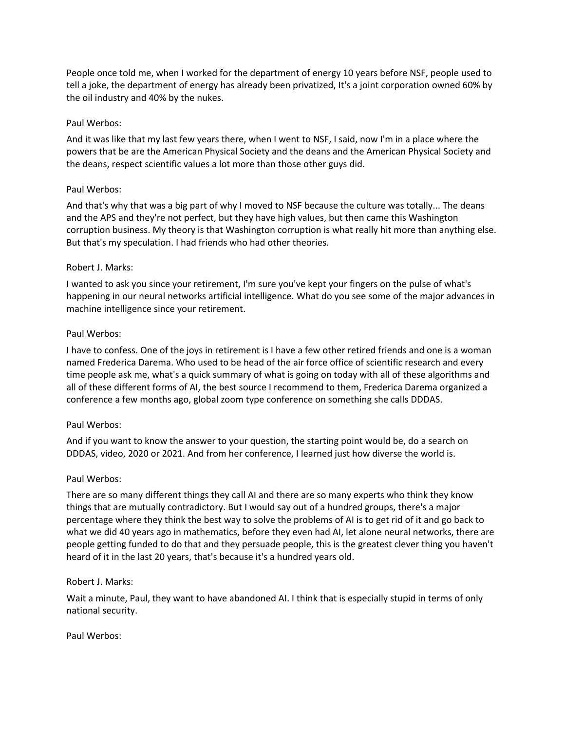People once told me, when I worked for the department of energy 10 years before NSF, people used to tell a joke, the department of energy has already been privatized, It's a joint corporation owned 60% by the oil industry and 40% by the nukes.

Paul Werbos:

And it was like that my last few years there, when I went to NSF, I said, now I'm in a place where the powers that be are the American Physical Society and the deans and the American Physical Society and the deans, respect scientific values a lot more than those other guys did.

Paul Werbos:

And that's why that was a big part of why I moved to NSF because the culture was totally... The deans and the APS and they're not perfect, but they have high values, but then came this Washington corruption business. My theory is that Washington corruption is what really hit more than anything else. But that's my speculation. I had friends who had other theories.

Robert J. Marks:

I wanted to ask you since your retirement, I'm sure you've kept your fingers on the pulse of what's happening in our neural networks artificial intelligence. What do you see some of the major advances in machine intelligence since your retirement.

Paul Werbos:

I have to confess. One of the joys in retirement is I have a few other retired friends and one is a woman named Frederica Darema. Who used to be head of the air force office of scientific research and every time people ask me, what's a quick summary of what is going on today with all of these algorithms and all of these different forms of AI, the best source I recommend to them, Frederica Darema organized a conference a few months ago, global zoom type conference on something she calls DDDAS.

Paul Werbos:

And if you want to know the answer to your question, the starting point would be, do a search on DDDAS, video, 2020 or 2021. And from her conference, I learned just how diverse the world is.

Paul Werbos:

There are so many different things they call AI and there are so many experts who think they know things that are mutually contradictory. But I would say out of a hundred groups, there's a major percentage where they think the best way to solve the problems of AI is to get rid of it and go back to what we did 40 years ago in mathematics, before they even had AI, let alone neural networks, there are people getting funded to do that and they persuade people, this is the greatest clever thing you haven't heard of it in the last 20 years, that's because it's a hundred years old.

Robert J. Marks:

Wait a minute, Paul, they want to have abandoned AI. I think that is especially stupid in terms of only national security.

Paul Werbos: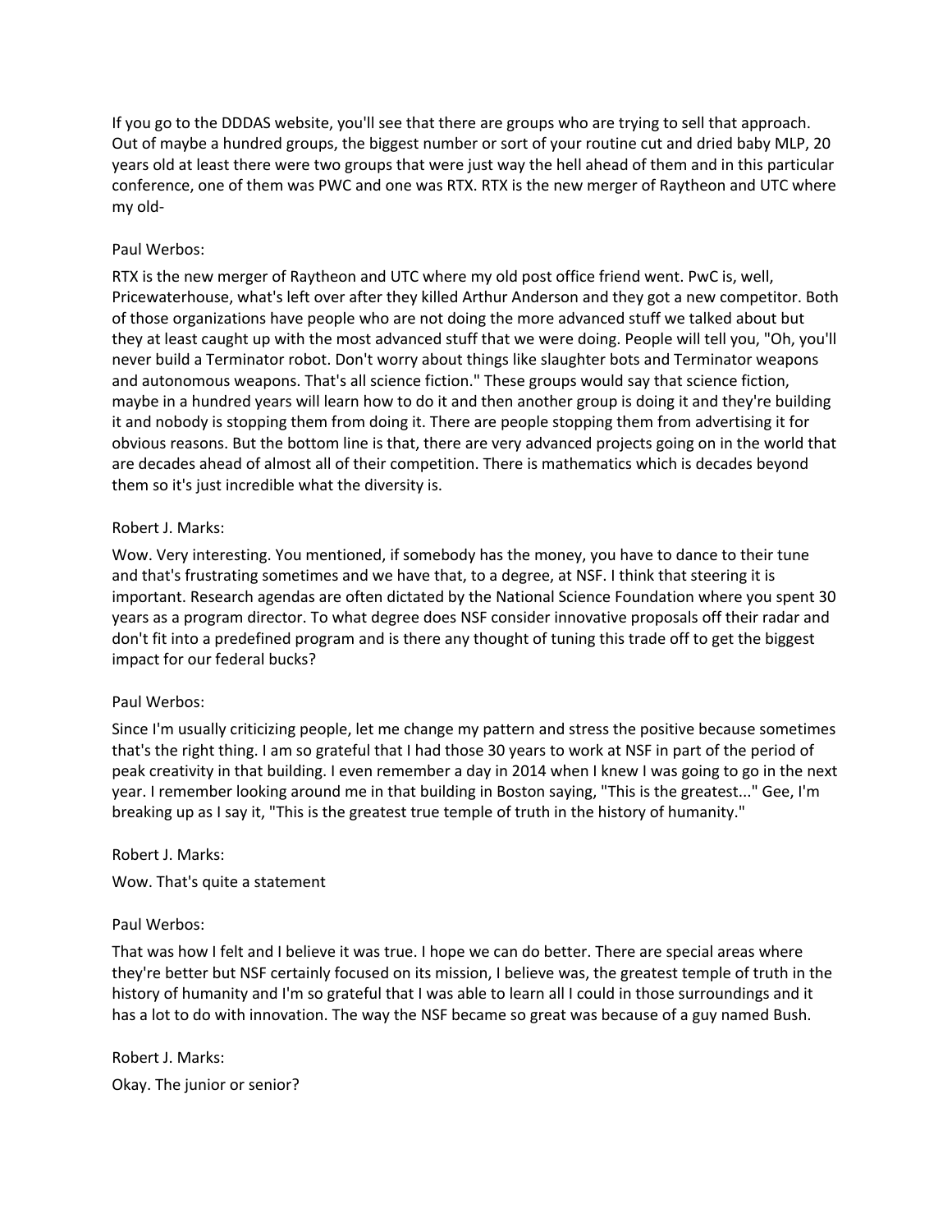If you go to the DDDAS website, you'll see that there are groups who are trying to sell that approach. Out of maybe a hundred groups, the biggest number or sort of your routine cut and dried baby MLP, 20 years old at least there were two groups that were just way the hell ahead of them and in this particular conference, one of them was PWC and one was RTX. RTX is the new merger of Raytheon and UTC where my old-

Paul Werbos:

RTX is the new merger of Raytheon and UTC where my old post office friend went. PwC is, well, Pricewaterhouse, what's left over after they killed Arthur Anderson and they got a new competitor. Both of those organizations have people who are not doing the more advanced stuff we talked about but they at least caught up with the most advanced stuff that we were doing. People will tell you, "Oh, you'll never build a Terminator robot. Don't worry about things like slaughter bots and Terminator weapons and autonomous weapons. That's all science fiction." These groups would say that science fiction, maybe in a hundred years will learn how to do it and then another group is doing it and they're building it and nobody is stopping them from doing it. There are people stopping them from advertising it for obvious reasons. But the bottom line is that, there are very advanced projects going on in the world that are decades ahead of almost all of their competition. There is mathematics which is decades beyond them so it's just incredible what the diversity is.

Robert J. Marks:

Wow. Very interesting. You mentioned, if somebody has the money, you have to dance to their tune and that's frustrating sometimes and we have that, to a degree, at NSF. I think that steering it is important. Research agendas are often dictated by the National Science Foundation where you spent 30 years as a program director. To what degree does NSF consider innovative proposals off their radar and don't fit into a predefined program and is there any thought of tuning this trade off to get the biggest impact for our federal bucks?

Paul Werbos:

Since I'm usually criticizing people, let me change my pattern and stress the positive because sometimes that's the right thing. I am so grateful that I had those 30 years to work at NSF in part of the period of peak creativity in that building. I even remember a day in 2014 when I knew I was going to go in the next year. I remember looking around me in that building in Boston saying, "This is the greatest..." Gee, I'm breaking up as I say it, "This is the greatest true temple of truth in the history of humanity."

Robert J. Marks:

Wow. That's quite a statement

Paul Werbos:

That was how I felt and I believe it was true. I hope we can do better. There are special areas where they're better but NSF certainly focused on its mission, I believe was, the greatest temple of truth in the history of humanity and I'm so grateful that I was able to learn all I could in those surroundings and it has a lot to do with innovation. The way the NSF became so great was because of a guy named Bush.

Robert J. Marks:

Okay. The junior or senior?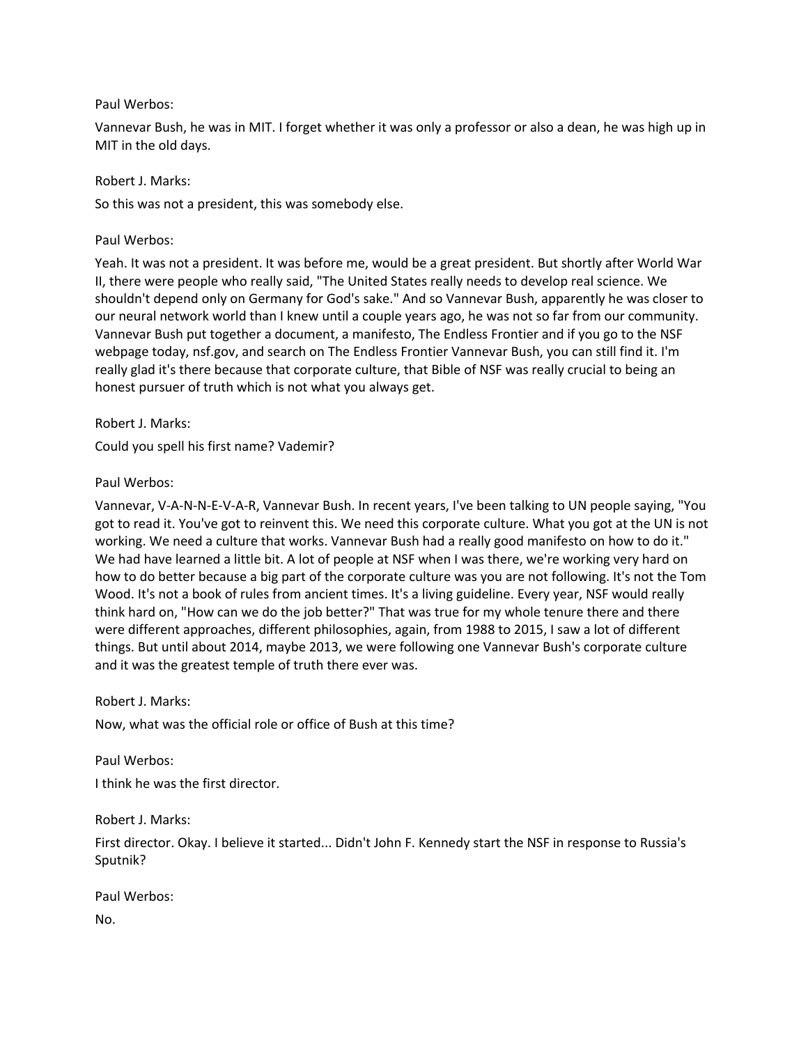Paul Werbos:

Vannevar Bush, he was in MIT. I forget whether it was only a professor or also a dean, he was high up in MIT in the old days.

Robert J. Marks:

So this was not a president, this was somebody else.

Paul Werbos:

Yeah. It was not a president. It was before me, would be a great president. But shortly after World War II, there were people who really said, "The United States really needs to develop real science. We shouldn't depend only on Germany for God's sake." And so Vannevar Bush, apparently he was closer to our neural network world than I knew until a couple years ago, he was not so far from our community. Vannevar Bush put together a document, a manifesto, The Endless Frontier and if you go to the NSF webpage today, nsf.gov, and search on The Endless Frontier Vannevar Bush, you can still find it. I'm really glad it's there because that corporate culture, that Bible of NSF was really crucial to being an honest pursuer of truth which is not what you always get.

Robert J. Marks:

Could you spell his first name? Vademir?

Paul Werbos:

Vannevar, V-A-N-N-E-V-A-R, Vannevar Bush. In recent years, I've been talking to UN people saying, "You got to read it. You've got to reinvent this. We need this corporate culture. What you got at the UN is not working. We need a culture that works. Vannevar Bush had a really good manifesto on how to do it." We had have learned a little bit. A lot of people at NSF when I was there, we're working very hard on how to do better because a big part of the corporate culture was you are not following. It's not the Tom Wood. It's not a book of rules from ancient times. It's a living guideline. Every year, NSF would really think hard on, "How can we do the job better?" That was true for my whole tenure there and there were different approaches, different philosophies, again, from 1988 to 2015, I saw a lot of different things. But until about 2014, maybe 2013, we were following one Vannevar Bush's corporate culture and it was the greatest temple of truth there ever was.

Robert J. Marks:

Now, what was the official role or office of Bush at this time?

Paul Werbos:

I think he was the first director.

Robert J. Marks:

First director. Okay. I believe it started... Didn't John F. Kennedy start the NSF in response to Russia's Sputnik?

Paul Werbos:

No.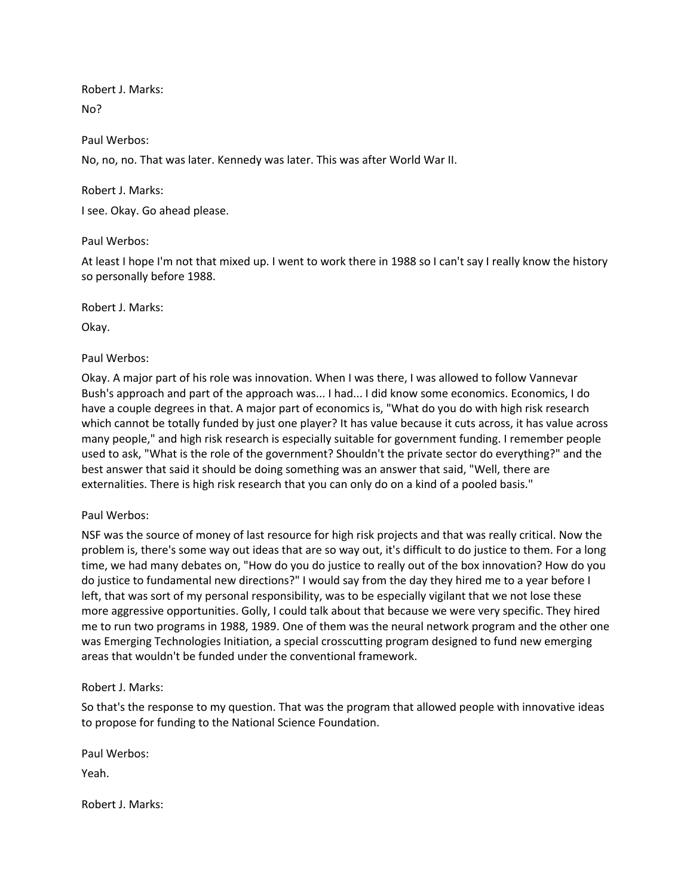Robert J. Marks:

No?

Paul Werbos:

No, no, no. That was later. Kennedy was later. This was after World War II.

Robert J. Marks:

I see. Okay. Go ahead please.

Paul Werbos:

At least I hope I'm not that mixed up. I went to work there in 1988 so I can't say I really know the history so personally before 1988.

Robert J. Marks:

Okay.

Paul Werbos:

Okay. A major part of his role was innovation. When I was there, I was allowed to follow Vannevar Bush's approach and part of the approach was... I had... I did know some economics. Economics, I do have a couple degrees in that. A major part of economics is, "What do you do with high risk research which cannot be totally funded by just one player? It has value because it cuts across, it has value across many people," and high risk research is especially suitable for government funding. I remember people used to ask, "What is the role of the government? Shouldn't the private sector do everything?" and the best answer that said it should be doing something was an answer that said, "Well, there are externalities. There is high risk research that you can only do on a kind of a pooled basis."

Paul Werbos:

NSF was the source of money of last resource for high risk projects and that was really critical. Now the problem is, there's some way out ideas that are so way out, it's difficult to do justice to them. For a long time, we had many debates on, "How do you do justice to really out of the box innovation? How do you do justice to fundamental new directions?" I would say from the day they hired me to a year before I left, that was sort of my personal responsibility, was to be especially vigilant that we not lose these more aggressive opportunities. Golly, I could talk about that because we were very specific. They hired me to run two programs in 1988, 1989. One of them was the neural network program and the other one was Emerging Technologies Initiation, a special crosscutting program designed to fund new emerging areas that wouldn't be funded under the conventional framework.

Robert J. Marks:

So that's the response to my question. That was the program that allowed people with innovative ideas to propose for funding to the National Science Foundation.

Paul Werbos:

Yeah.

Robert J. Marks: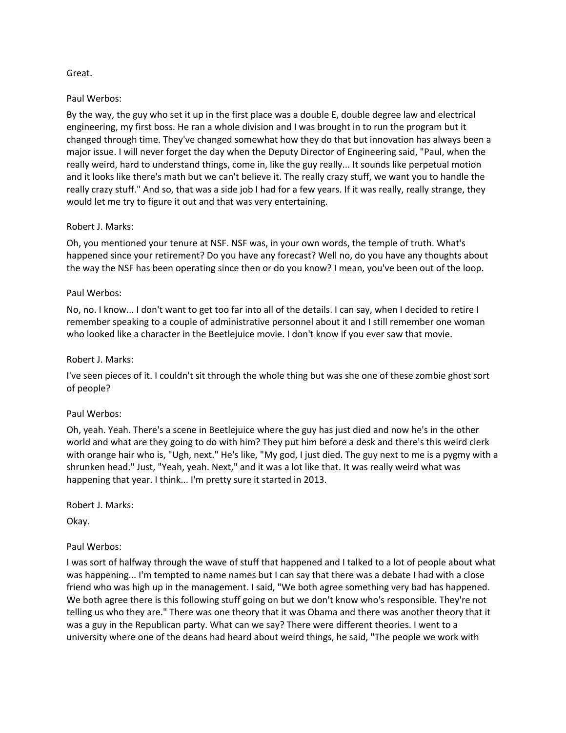Great.

Paul Werbos:

By the way, the guy who set it up in the first place was a double E, double degree law and electrical engineering, my first boss. He ran a whole division and I was brought in to run the program but it changed through time. They've changed somewhat how they do that but innovation has always been a major issue. I will never forget the day when the Deputy Director of Engineering said, "Paul, when the really weird, hard to understand things, come in, like the guy really... It sounds like perpetual motion and it looks like there's math but we can't believe it. The really crazy stuff, we want you to handle the really crazy stuff." And so, that was a side job I had for a few years. If it was really, really strange, they would let me try to figure it out and that was very entertaining.

Robert J. Marks:

Oh, you mentioned your tenure at NSF. NSF was, in your own words, the temple of truth. What's happened since your retirement? Do you have any forecast? Well no, do you have any thoughts about the way the NSF has been operating since then or do you know? I mean, you've been out of the loop.

Paul Werbos:

No, no. I know... I don't want to get too far into all of the details. I can say, when I decided to retire I remember speaking to a couple of administrative personnel about it and I still remember one woman who looked like a character in the Beetlejuice movie. I don't know if you ever saw that movie.

Robert J. Marks:

I've seen pieces of it. I couldn't sit through the whole thing but was she one of these zombie ghost sort of people?

Paul Werbos:

Oh, yeah. Yeah. There's a scene in Beetlejuice where the guy has just died and now he's in the other world and what are they going to do with him? They put him before a desk and there's this weird clerk with orange hair who is, "Ugh, next." He's like, "My god, I just died. The guy next to me is a pygmy with a shrunken head." Just, "Yeah, yeah. Next," and it was a lot like that. It was really weird what was happening that year. I think... I'm pretty sure it started in 2013.

Robert J. Marks:

Okay.

Paul Werbos:

I was sort of halfway through the wave of stuff that happened and I talked to a lot of people about what was happening... I'm tempted to name names but I can say that there was a debate I had with a close friend who was high up in the management. I said, "We both agree something very bad has happened. We both agree there is this following stuff going on but we don't know who's responsible. They're not telling us who they are." There was one theory that it was Obama and there was another theory that it was a guy in the Republican party. What can we say? There were different theories. I went to a university where one of the deans had heard about weird things, he said, "The people we work with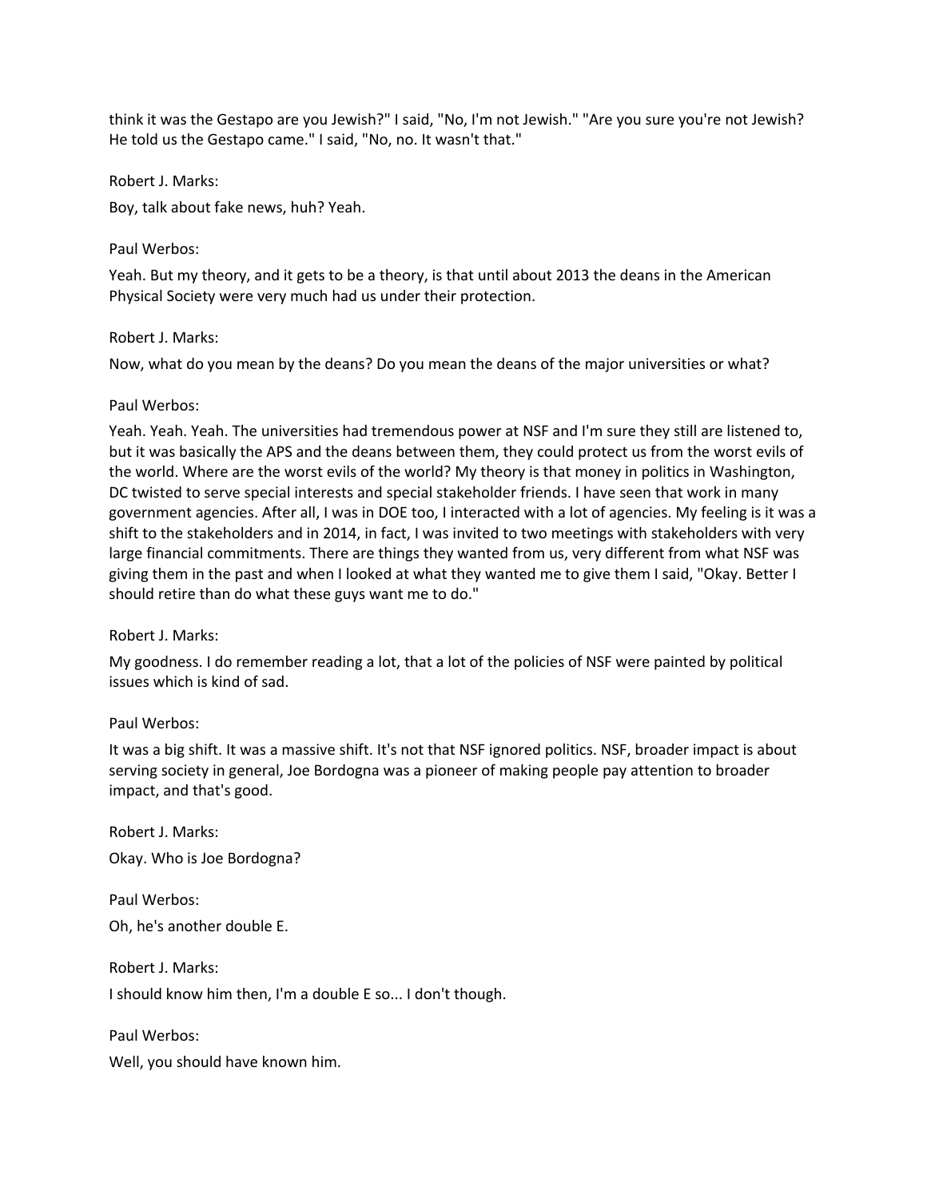think it was the Gestapo are you Jewish?" I said, "No, I'm not Jewish." "Are you sure you're not Jewish? He told us the Gestapo came." I said, "No, no. It wasn't that."

Robert J. Marks:

Boy, talk about fake news, huh? Yeah.

Paul Werbos:

Yeah. But my theory, and it gets to be a theory, is that until about 2013 the deans in the American Physical Society were very much had us under their protection.

Robert J. Marks:

Now, what do you mean by the deans? Do you mean the deans of the major universities or what?

Paul Werbos:

Yeah. Yeah. Yeah. The universities had tremendous power at NSF and I'm sure they still are listened to, but it was basically the APS and the deans between them, they could protect us from the worst evils of the world. Where are the worst evils of the world? My theory is that money in politics in Washington, DC twisted to serve special interests and special stakeholder friends. I have seen that work in many government agencies. After all, I was in DOE too, I interacted with a lot of agencies. My feeling is it was a shift to the stakeholders and in 2014, in fact, I was invited to two meetings with stakeholders with very large financial commitments. There are things they wanted from us, very different from what NSF was giving them in the past and when I looked at what they wanted me to give them I said, "Okay. Better I should retire than do what these guys want me to do."

Robert J. Marks:

My goodness. I do remember reading a lot, that a lot of the policies of NSF were painted by political issues which is kind of sad.

Paul Werbos:

It was a big shift. It was a massive shift. It's not that NSF ignored politics. NSF, broader impact is about serving society in general, Joe Bordogna was a pioneer of making people pay attention to broader impact, and that's good.

Robert J. Marks:

Okay. Who is Joe Bordogna?

Paul Werbos:

Oh, he's another double E.

Robert J. Marks:

I should know him then, I'm a double E so... I don't though.

Paul Werbos:

Well, you should have known him.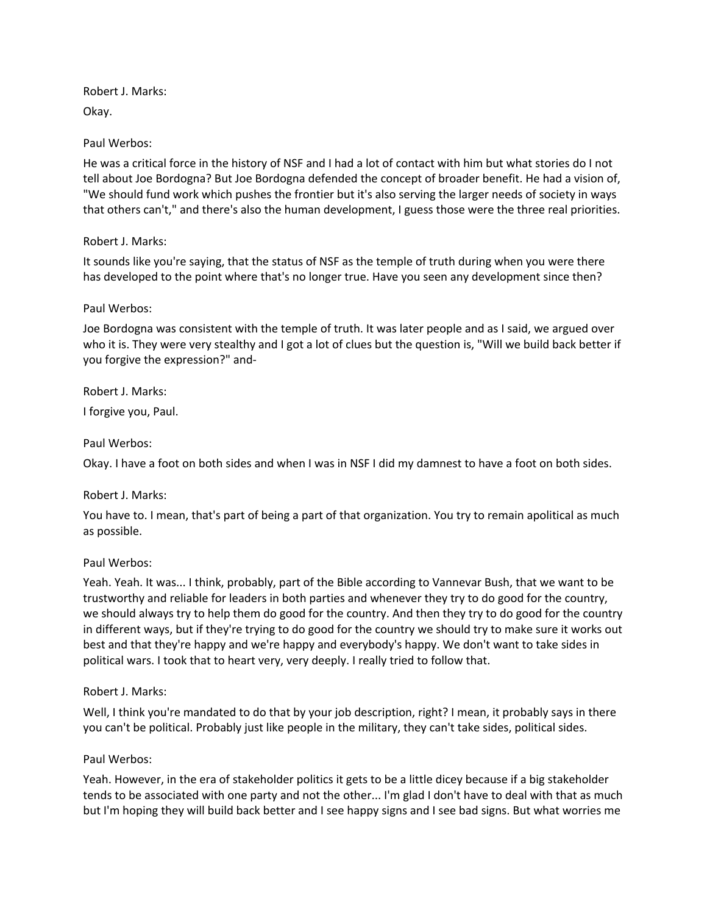Robert J. Marks:

Okay.

Paul Werbos:

He was a critical force in the history of NSF and I had a lot of contact with him but what stories do I not tell about Joe Bordogna? But Joe Bordogna defended the concept of broader benefit. He had a vision of, "We should fund work which pushes the frontier but it's also serving the larger needs of society in ways that others can't," and there's also the human development, I guess those were the three real priorities.

Robert J. Marks:

It sounds like you're saying, that the status of NSF as the temple of truth during when you were there has developed to the point where that's no longer true. Have you seen any development since then?

Paul Werbos:

Joe Bordogna was consistent with the temple of truth. It was later people and as I said, we argued over who it is. They were very stealthy and I got a lot of clues but the question is, "Will we build back better if you forgive the expression?" and-

Robert J. Marks:

I forgive you, Paul.

Paul Werbos:

Okay. I have a foot on both sides and when I was in NSF I did my damnest to have a foot on both sides.

Robert J. Marks:

You have to. I mean, that's part of being a part of that organization. You try to remain apolitical as much as possible.

Paul Werbos:

Yeah. Yeah. It was... I think, probably, part of the Bible according to Vannevar Bush, that we want to be trustworthy and reliable for leaders in both parties and whenever they try to do good for the country, we should always try to help them do good for the country. And then they try to do good for the country in different ways, but if they're trying to do good for the country we should try to make sure it works out best and that they're happy and we're happy and everybody's happy. We don't want to take sides in political wars. I took that to heart very, very deeply. I really tried to follow that.

Robert J. Marks:

Well, I think you're mandated to do that by your job description, right? I mean, it probably says in there you can't be political. Probably just like people in the military, they can't take sides, political sides.

Paul Werbos:

Yeah. However, in the era of stakeholder politics it gets to be a little dicey because if a big stakeholder tends to be associated with one party and not the other... I'm glad I don't have to deal with that as much but I'm hoping they will build back better and I see happy signs and I see bad signs. But what worries me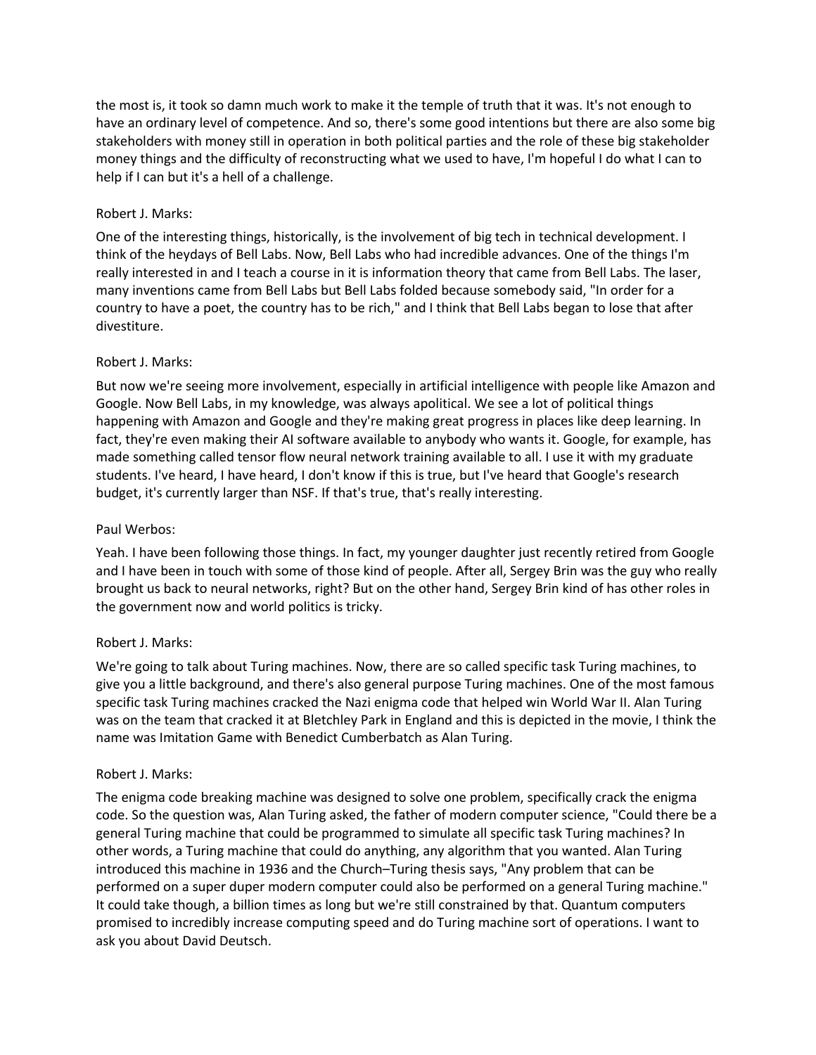the most is, it took so damn much work to make it the temple of truth that it was. It's not enough to have an ordinary level of competence. And so, there's some good intentions but there are also some big stakeholders with money still in operation in both political parties and the role of these big stakeholder money things and the difficulty of reconstructing what we used to have, I'm hopeful I do what I can to help if I can but it's a hell of a challenge.

Robert J. Marks:

One of the interesting things, historically, is the involvement of big tech in technical development. I think of the heydays of Bell Labs. Now, Bell Labs who had incredible advances. One of the things I'm really interested in and I teach a course in it is information theory that came from Bell Labs. The laser, many inventions came from Bell Labs but Bell Labs folded because somebody said, "In order for a country to have a poet, the country has to be rich," and I think that Bell Labs began to lose that after divestiture.

Robert J. Marks:

But now we're seeing more involvement, especially in artificial intelligence with people like Amazon and Google. Now Bell Labs, in my knowledge, was always apolitical. We see a lot of political things happening with Amazon and Google and they're making great progress in places like deep learning. In fact, they're even making their AI software available to anybody who wants it. Google, for example, has made something called tensor flow neural network training available to all. I use it with my graduate students. I've heard, I have heard, I don't know if this is true, but I've heard that Google's research budget, it's currently larger than NSF. If that's true, that's really interesting.

Paul Werbos:

Yeah. I have been following those things. In fact, my younger daughter just recently retired from Google and I have been in touch with some of those kind of people. After all, Sergey Brin was the guy who really brought us back to neural networks, right? But on the other hand, Sergey Brin kind of has other roles in the government now and world politics is tricky.

Robert J. Marks:

We're going to talk about Turing machines. Now, there are so called specific task Turing machines, to give you a little background, and there's also general purpose Turing machines. One of the most famous specific task Turing machines cracked the Nazi enigma code that helped win World War II. Alan Turing was on the team that cracked it at Bletchley Park in England and this is depicted in the movie, I think the name was Imitation Game with Benedict Cumberbatch as Alan Turing.

Robert J. Marks:

The enigma code breaking machine was designed to solve one problem, specifically crack the enigma code. So the question was, Alan Turing asked, the father of modern computer science, "Could there be a general Turing machine that could be programmed to simulate all specific task Turing machines? In other words, a Turing machine that could do anything, any algorithm that you wanted. Alan Turing introduced this machine in 1936 and the Church–Turing thesis says, "Any problem that can be performed on a super duper modern computer could also be performed on a general Turing machine." It could take though, a billion times as long but we're still constrained by that. Quantum computers promised to incredibly increase computing speed and do Turing machine sort of operations. I want to ask you about David Deutsch.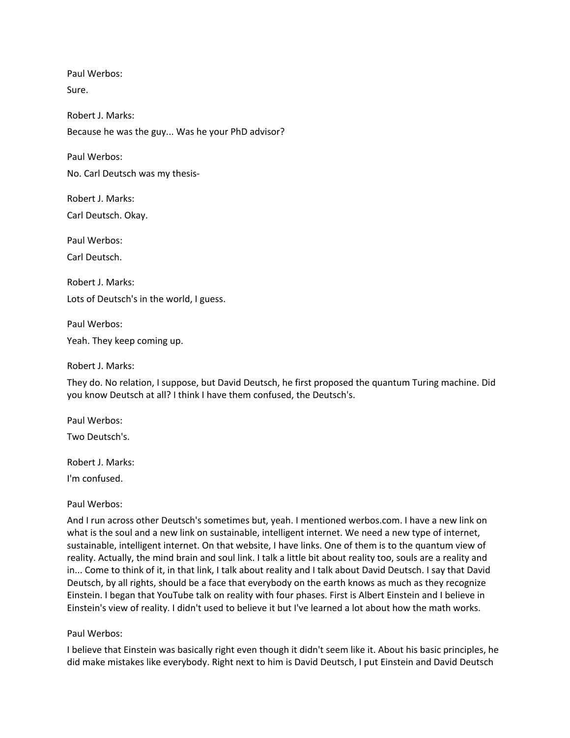Paul Werbos:

Sure.

Robert J. Marks:

Because he was the guy... Was he your PhD advisor?

Paul Werbos:

No. Carl Deutsch was my thesis-

Robert J. Marks:

Carl Deutsch. Okay.

Paul Werbos:

Carl Deutsch.

Robert J. Marks:

Lots of Deutsch's in the world, I guess.

Paul Werbos:

Yeah. They keep coming up.

Robert J. Marks:

They do. No relation, I suppose, but David Deutsch, he first proposed the quantum Turing machine. Did you know Deutsch at all? I think I have them confused, the Deutsch's.

Paul Werbos:

Two Deutsch's.

Robert J. Marks:

I'm confused.

Paul Werbos:

And I run across other Deutsch's sometimes but, yeah. I mentioned werbos.com. I have a new link on what is the soul and a new link on sustainable, intelligent internet. We need a new type of internet, sustainable, intelligent internet. On that website, I have links. One of them is to the quantum view of reality. Actually, the mind brain and soul link. I talk a little bit about reality too, souls are a reality and in... Come to think of it, in that link, I talk about reality and I talk about David Deutsch. I say that David Deutsch, by all rights, should be a face that everybody on the earth knows as much as they recognize Einstein. I began that YouTube talk on reality with four phases. First is Albert Einstein and I believe in Einstein's view of reality. I didn't used to believe it but I've learned a lot about how the math works.

Paul Werbos:

I believe that Einstein was basically right even though it didn't seem like it. About his basic principles, he did make mistakes like everybody. Right next to him is David Deutsch, I put Einstein and David Deutsch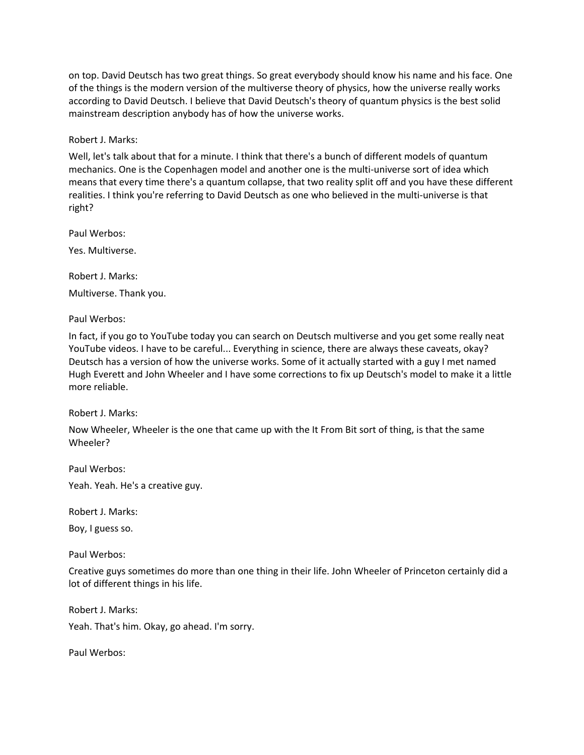on top. David Deutsch has two great things. So great everybody should know his name and his face. One of the things is the modern version of the multiverse theory of physics, how the universe really works according to David Deutsch. I believe that David Deutsch's theory of quantum physics is the best solid mainstream description anybody has of how the universe works.

Robert J. Marks:

Well, let's talk about that for a minute. I think that there's a bunch of different models of quantum mechanics. One is the Copenhagen model and another one is the multi-universe sort of idea which means that every time there's a quantum collapse, that two reality split off and you have these different realities. I think you're referring to David Deutsch as one who believed in the multi-universe is that right?

Paul Werbos:

Yes. Multiverse.

Robert J. Marks:

Multiverse. Thank you.

Paul Werbos:

In fact, if you go to YouTube today you can search on Deutsch multiverse and you get some really neat YouTube videos. I have to be careful... Everything in science, there are always these caveats, okay? Deutsch has a version of how the universe works. Some of it actually started with a guy I met named Hugh Everett and John Wheeler and I have some corrections to fix up Deutsch's model to make it a little more reliable.

Robert J. Marks:

Now Wheeler, Wheeler is the one that came up with the It From Bit sort of thing, is that the same Wheeler?

Paul Werbos:

Yeah. Yeah. He's a creative guy.

Robert J. Marks:

Boy, I guess so.

Paul Werbos:

Creative guys sometimes do more than one thing in their life. John Wheeler of Princeton certainly did a lot of different things in his life.

Robert J. Marks:

Yeah. That's him. Okay, go ahead. I'm sorry.

Paul Werbos: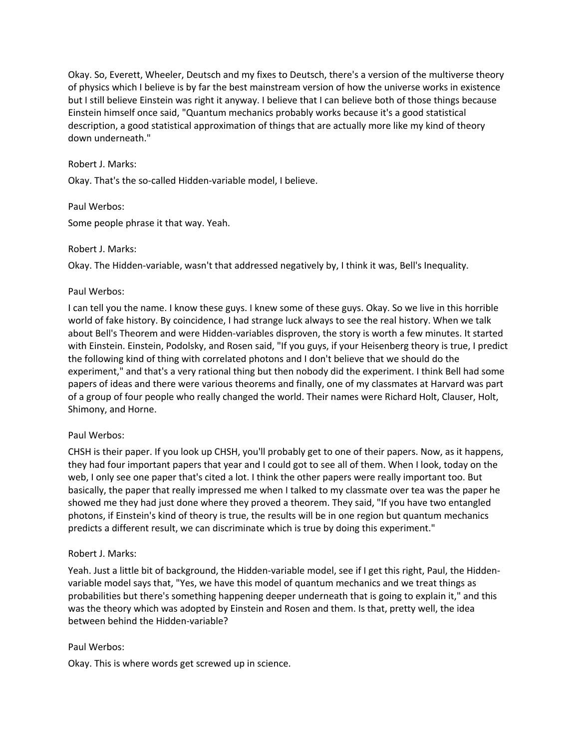Okay. So, Everett, Wheeler, Deutsch and my fixes to Deutsch, there's a version of the multiverse theory of physics which I believe is by far the best mainstream version of how the universe works in existence but I still believe Einstein was right it anyway. I believe that I can believe both of those things because Einstein himself once said, "Quantum mechanics probably works because it's a good statistical description, a good statistical approximation of things that are actually more like my kind of theory down underneath."

Robert J. Marks:

Okay. That's the so-called Hidden-variable model, I believe.

Paul Werbos:

Some people phrase it that way. Yeah.

Robert J. Marks:

Okay. The Hidden-variable, wasn't that addressed negatively by, I think it was, Bell's Inequality.

Paul Werbos:

I can tell you the name. I know these guys. I knew some of these guys. Okay. So we live in this horrible world of fake history. By coincidence, I had strange luck always to see the real history. When we talk about Bell's Theorem and were Hidden-variables disproven, the story is worth a few minutes. It started with Einstein. Einstein, Podolsky, and Rosen said, "If you guys, if your Heisenberg theory is true, I predict the following kind of thing with correlated photons and I don't believe that we should do the experiment," and that's a very rational thing but then nobody did the experiment. I think Bell had some papers of ideas and there were various theorems and finally, one of my classmates at Harvard was part of a group of four people who really changed the world. Their names were Richard Holt, Clauser, Holt, Shimony, and Horne.

Paul Werbos:

CHSH is their paper. If you look up CHSH, you'll probably get to one of their papers. Now, as it happens, they had four important papers that year and I could got to see all of them. When I look, today on the web, I only see one paper that's cited a lot. I think the other papers were really important too. But basically, the paper that really impressed me when I talked to my classmate over tea was the paper he showed me they had just done where they proved a theorem. They said, "If you have two entangled photons, if Einstein's kind of theory is true, the results will be in one region but quantum mechanics predicts a different result, we can discriminate which is true by doing this experiment."

Robert J. Marks:

Yeah. Just a little bit of background, the Hidden-variable model, see if I get this right, Paul, the Hidden-variable model says that, "Yes, we have this model of quantum mechanics and we treat things as probabilities but there's something happening deeper underneath that is going to explain it," and this was the theory which was adopted by Einstein and Rosen and them. Is that, pretty well, the idea between behind the Hidden-variable?

Paul Werbos:

Okay. This is where words get screwed up in science.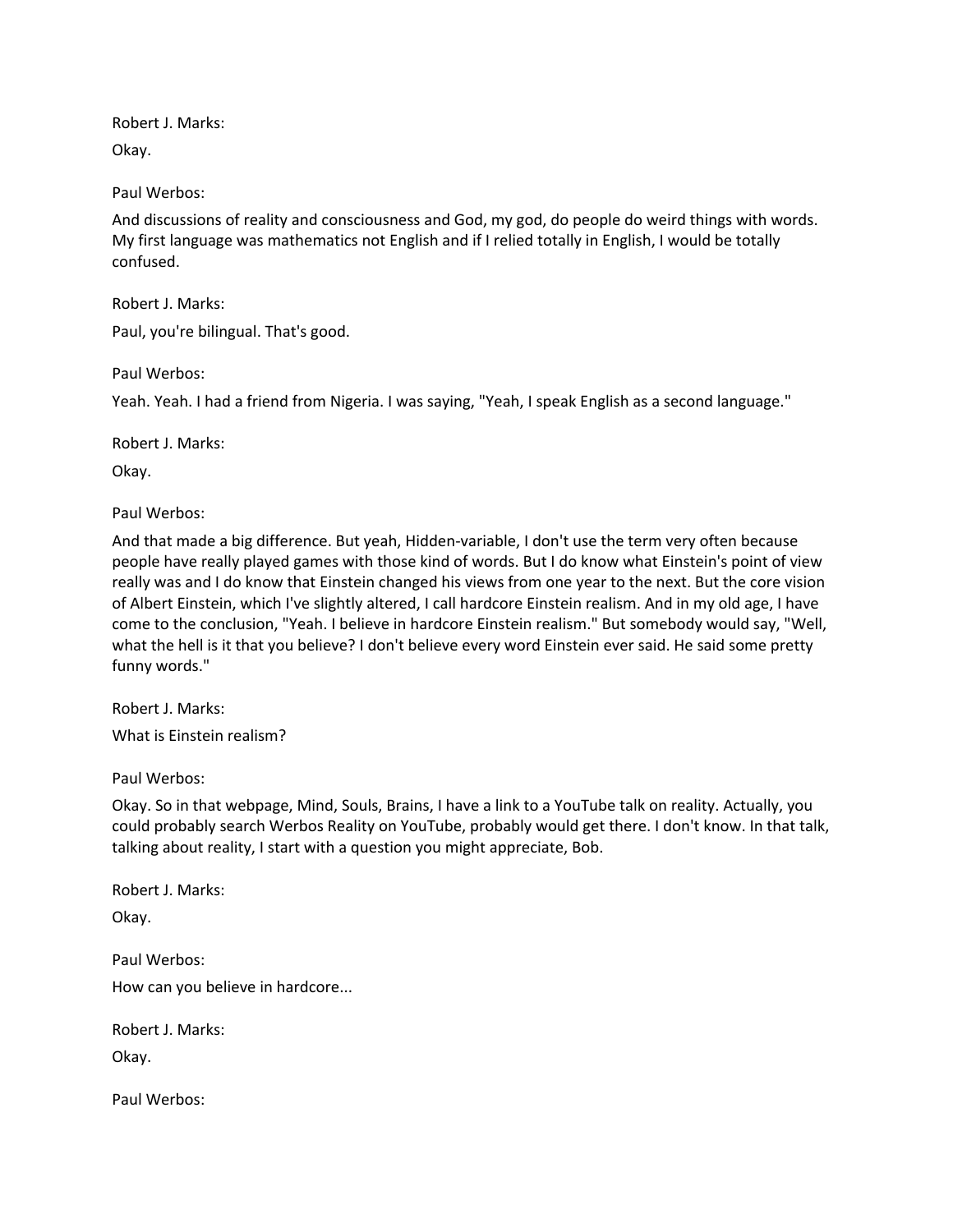Robert J. Marks:

Okay.

Paul Werbos:

And discussions of reality and consciousness and God, my god, do people do weird things with words. My first language was mathematics not English and if I relied totally in English, I would be totally confused.

Robert J. Marks:

Paul, you're bilingual. That's good.

Paul Werbos:

Yeah. Yeah. I had a friend from Nigeria. I was saying, "Yeah, I speak English as a second language."

Robert J. Marks:

Okay.

Paul Werbos:

And that made a big difference. But yeah, Hidden-variable, I don't use the term very often because people have really played games with those kind of words. But I do know what Einstein's point of view really was and I do know that Einstein changed his views from one year to the next. But the core vision of Albert Einstein, which I've slightly altered, I call hardcore Einstein realism. And in my old age, I have come to the conclusion, "Yeah. I believe in hardcore Einstein realism." But somebody would say, "Well, what the hell is it that you believe? I don't believe every word Einstein ever said. He said some pretty funny words."

Robert J. Marks:

What is Einstein realism?

Paul Werbos:

Okay. So in that webpage, Mind, Souls, Brains, I have a link to a YouTube talk on reality. Actually, you could probably search Werbos Reality on YouTube, probably would get there. I don't know. In that talk, talking about reality, I start with a question you might appreciate, Bob.

Robert J. Marks:

Okay.

Paul Werbos:

How can you believe in hardcore...

Robert J. Marks:

Okay.

Paul Werbos: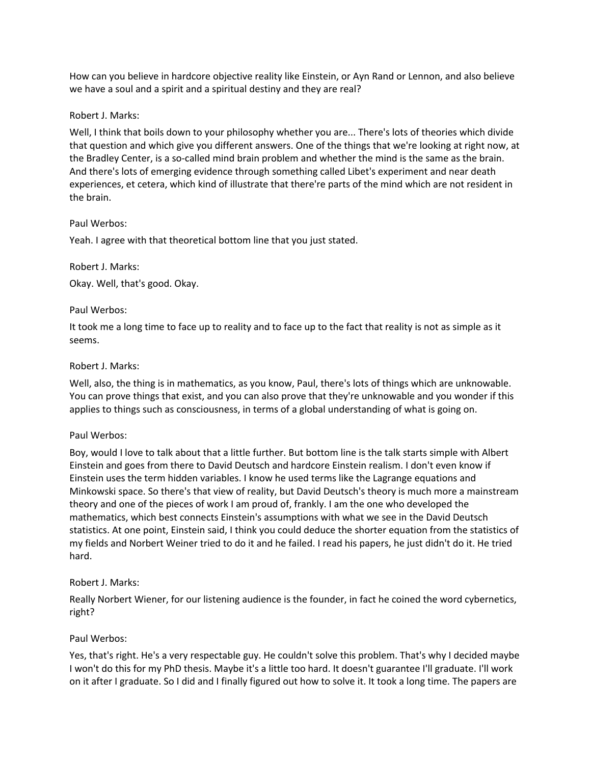How can you believe in hardcore objective reality like Einstein, or Ayn Rand or Lennon, and also believe we have a soul and a spirit and a spiritual destiny and they are real?

Robert J. Marks:

Well, I think that boils down to your philosophy whether you are... There's lots of theories which divide that question and which give you different answers. One of the things that we're looking at right now, at the Bradley Center, is a so-called mind brain problem and whether the mind is the same as the brain. And there's lots of emerging evidence through something called Libet's experiment and near death experiences, et cetera, which kind of illustrate that there're parts of the mind which are not resident in the brain.

Paul Werbos:

Yeah. I agree with that theoretical bottom line that you just stated.

Robert J. Marks:

Okay. Well, that's good. Okay.

Paul Werbos:

It took me a long time to face up to reality and to face up to the fact that reality is not as simple as it seems.

Robert J. Marks:

Well, also, the thing is in mathematics, as you know, Paul, there's lots of things which are unknowable. You can prove things that exist, and you can also prove that they're unknowable and you wonder if this applies to things such as consciousness, in terms of a global understanding of what is going on.

Paul Werbos:

Boy, would I love to talk about that a little further. But bottom line is the talk starts simple with Albert Einstein and goes from there to David Deutsch and hardcore Einstein realism. I don't even know if Einstein uses the term hidden variables. I know he used terms like the Lagrange equations and Minkowski space. So there's that view of reality, but David Deutsch's theory is much more a mainstream theory and one of the pieces of work I am proud of, frankly. I am the one who developed the mathematics, which best connects Einstein's assumptions with what we see in the David Deutsch statistics. At one point, Einstein said, I think you could deduce the shorter equation from the statistics of my fields and Norbert Weiner tried to do it and he failed. I read his papers, he just didn't do it. He tried hard.

Robert J. Marks:

Really Norbert Wiener, for our listening audience is the founder, in fact he coined the word cybernetics, right?

Paul Werbos:

Yes, that's right. He's a very respectable guy. He couldn't solve this problem. That's why I decided maybe I won't do this for my PhD thesis. Maybe it's a little too hard. It doesn't guarantee I'll graduate. I'll work on it after I graduate. So I did and I finally figured out how to solve it. It took a long time. The papers are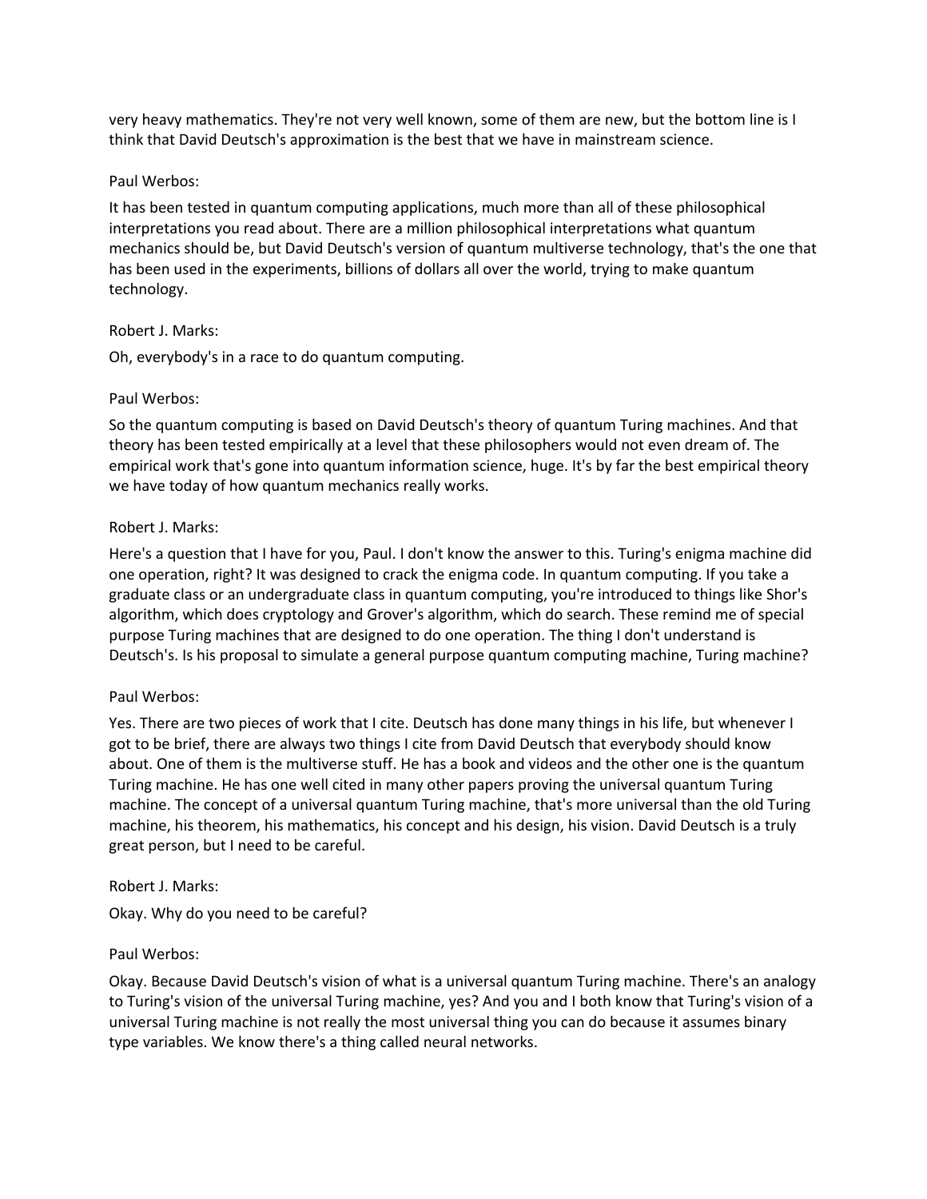very heavy mathematics. They're not very well known, some of them are new, but the bottom line is I think that David Deutsch's approximation is the best that we have in mainstream science.

Paul Werbos:

It has been tested in quantum computing applications, much more than all of these philosophical interpretations you read about. There are a million philosophical interpretations what quantum mechanics should be, but David Deutsch's version of quantum multiverse technology, that's the one that has been used in the experiments, billions of dollars all over the world, trying to make quantum technology.

Robert J. Marks:

Oh, everybody's in a race to do quantum computing.

Paul Werbos:

So the quantum computing is based on David Deutsch's theory of quantum Turing machines. And that theory has been tested empirically at a level that these philosophers would not even dream of. The empirical work that's gone into quantum information science, huge. It's by far the best empirical theory we have today of how quantum mechanics really works.

Robert J. Marks:

Here's a question that I have for you, Paul. I don't know the answer to this. Turing's enigma machine did one operation, right? It was designed to crack the enigma code. In quantum computing. If you take a graduate class or an undergraduate class in quantum computing, you're introduced to things like Shor's algorithm, which does cryptology and Grover's algorithm, which do search. These remind me of special purpose Turing machines that are designed to do one operation. The thing I don't understand is Deutsch's. Is his proposal to simulate a general purpose quantum computing machine, Turing machine?

Paul Werbos:

Yes. There are two pieces of work that I cite. Deutsch has done many things in his life, but whenever I got to be brief, there are always two things I cite from David Deutsch that everybody should know about. One of them is the multiverse stuff. He has a book and videos and the other one is the quantum Turing machine. He has one well cited in many other papers proving the universal quantum Turing machine. The concept of a universal quantum Turing machine, that's more universal than the old Turing machine, his theorem, his mathematics, his concept and his design, his vision. David Deutsch is a truly great person, but I need to be careful.

Robert J. Marks:

Okay. Why do you need to be careful?

Paul Werbos:

Okay. Because David Deutsch's vision of what is a universal quantum Turing machine. There's an analogy to Turing's vision of the universal Turing machine, yes? And you and I both know that Turing's vision of a universal Turing machine is not really the most universal thing you can do because it assumes binary type variables. We know there's a thing called neural networks.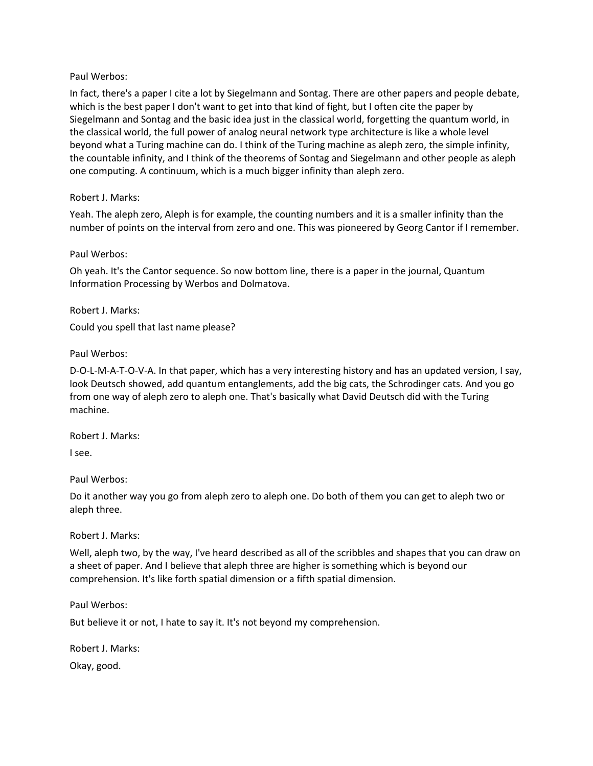Paul Werbos:

In fact, there's a paper I cite a lot by Siegelmann and Sontag. There are other papers and people debate, which is the best paper I don't want to get into that kind of fight, but I often cite the paper by Siegelmann and Sontag and the basic idea just in the classical world, forgetting the quantum world, in the classical world, the full power of analog neural network type architecture is like a whole level beyond what a Turing machine can do. I think of the Turing machine as aleph zero, the simple infinity, the countable infinity, and I think of the theorems of Sontag and Siegelmann and other people as aleph one computing. A continuum, which is a much bigger infinity than aleph zero.

Robert J. Marks:

Yeah. The aleph zero, Aleph is for example, the counting numbers and it is a smaller infinity than the number of points on the interval from zero and one. This was pioneered by Georg Cantor if I remember.

Paul Werbos:

Oh yeah. It's the Cantor sequence. So now bottom line, there is a paper in the journal, Quantum Information Processing by Werbos and Dolmatova.

Robert J. Marks:

Could you spell that last name please?

Paul Werbos:

D-O-L-M-A-T-O-V-A. In that paper, which has a very interesting history and has an updated version, I say, look Deutsch showed, add quantum entanglements, add the big cats, the Schrodinger cats. And you go from one way of aleph zero to aleph one. That's basically what David Deutsch did with the Turing machine.

Robert J. Marks:

I see.

Paul Werbos:

Do it another way you go from aleph zero to aleph one. Do both of them you can get to aleph two or aleph three.

Robert J. Marks:

Well, aleph two, by the way, I've heard described as all of the scribbles and shapes that you can draw on a sheet of paper. And I believe that aleph three are higher is something which is beyond our comprehension. It's like forth spatial dimension or a fifth spatial dimension.

Paul Werbos:

But believe it or not, I hate to say it. It's not beyond my comprehension.

Robert J. Marks:

Okay, good.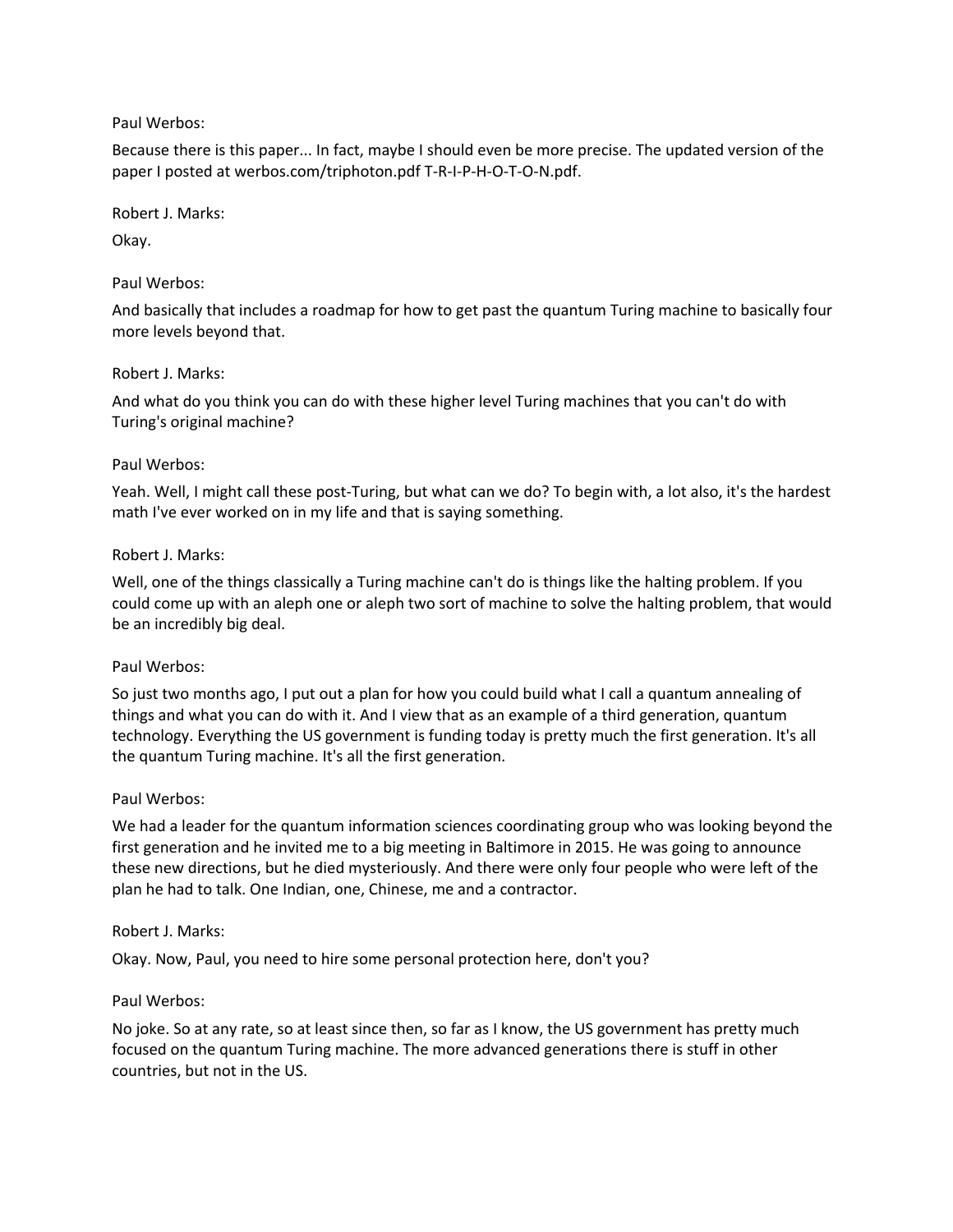Paul Werbos:

Because there is this paper... In fact, maybe I should even be more precise. The updated version of the paper I posted at werbos.com/triphoton.pdf T-R-I-P-H-O-T-O-N.pdf.

Robert J. Marks:

Okay.

Paul Werbos:

And basically that includes a roadmap for how to get past the quantum Turing machine to basically four more levels beyond that.

Robert J. Marks:

And what do you think you can do with these higher level Turing machines that you can't do with Turing's original machine?

Paul Werbos:

Yeah. Well, I might call these post-Turing, but what can we do? To begin with, a lot also, it's the hardest math I've ever worked on in my life and that is saying something.

Robert J. Marks:

Well, one of the things classically a Turing machine can't do is things like the halting problem. If you could come up with an aleph one or aleph two sort of machine to solve the halting problem, that would be an incredibly big deal.

Paul Werbos:

So just two months ago, I put out a plan for how you could build what I call a quantum annealing of things and what you can do with it. And I view that as an example of a third generation, quantum technology. Everything the US government is funding today is pretty much the first generation. It's all the quantum Turing machine. It's all the first generation.

Paul Werbos:

We had a leader for the quantum information sciences coordinating group who was looking beyond the first generation and he invited me to a big meeting in Baltimore in 2015. He was going to announce these new directions, but he died mysteriously. And there were only four people who were left of the plan he had to talk. One Indian, one, Chinese, me and a contractor.

Robert J. Marks:

Okay. Now, Paul, you need to hire some personal protection here, don't you?

Paul Werbos:

No joke. So at any rate, so at least since then, so far as I know, the US government has pretty much focused on the quantum Turing machine. The more advanced generations there is stuff in other countries, but not in the US.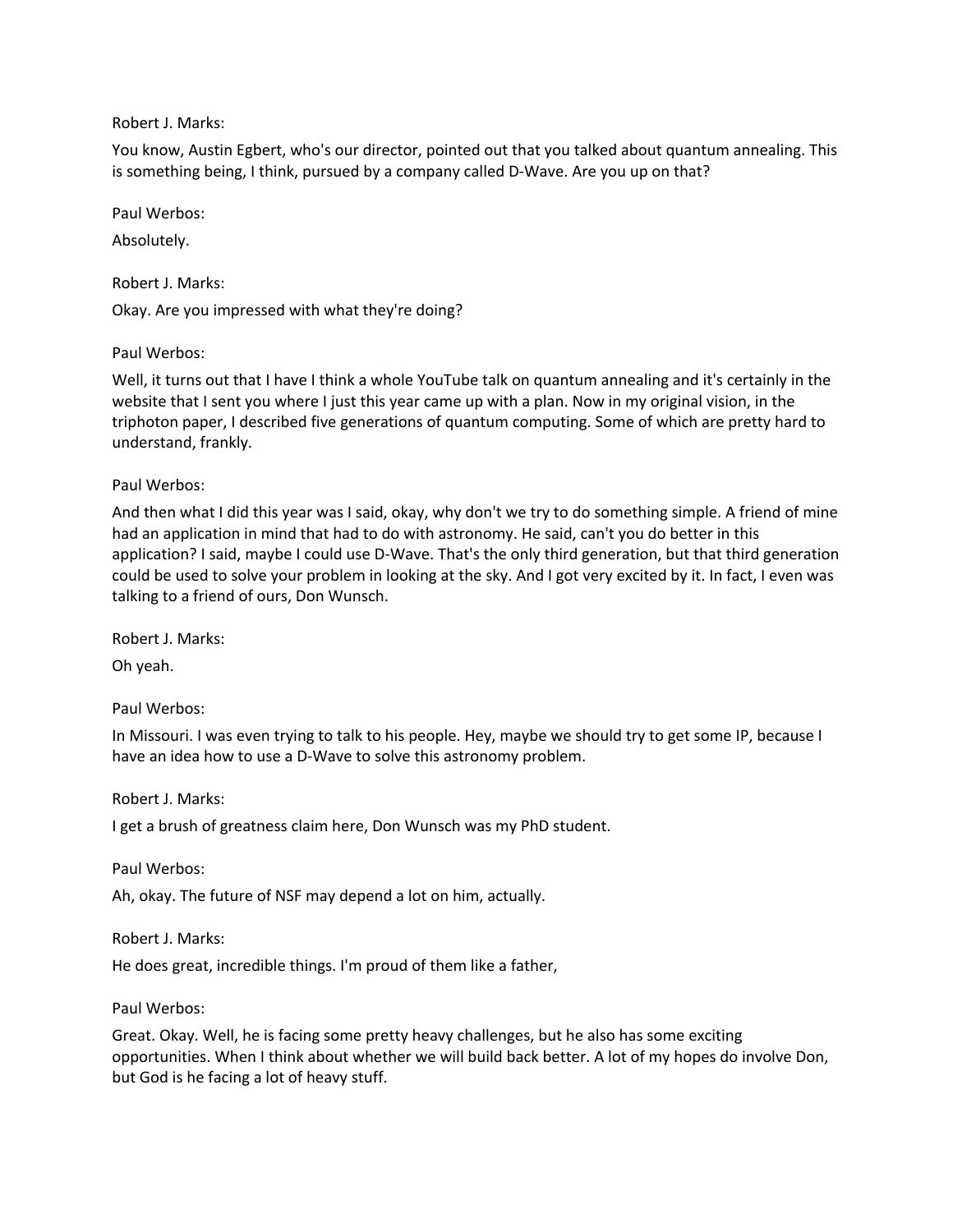Robert J. Marks:

You know, Austin Egbert, who's our director, pointed out that you talked about quantum annealing. This is something being, I think, pursued by a company called D-Wave. Are you up on that?

Paul Werbos:

Absolutely.

Robert J. Marks:

Okay. Are you impressed with what they're doing?

Paul Werbos:

Well, it turns out that I have I think a whole YouTube talk on quantum annealing and it's certainly in the website that I sent you where I just this year came up with a plan. Now in my original vision, in the triphoton paper, I described five generations of quantum computing. Some of which are pretty hard to understand, frankly.

Paul Werbos:

And then what I did this year was I said, okay, why don't we try to do something simple. A friend of mine had an application in mind that had to do with astronomy. He said, can't you do better in this application? I said, maybe I could use D-Wave. That's the only third generation, but that third generation could be used to solve your problem in looking at the sky. And I got very excited by it. In fact, I even was talking to a friend of ours, Don Wunsch.

Robert J. Marks:

Oh yeah.

Paul Werbos:

In Missouri. I was even trying to talk to his people. Hey, maybe we should try to get some IP, because I have an idea how to use a D-Wave to solve this astronomy problem.

Robert J. Marks:

I get a brush of greatness claim here, Don Wunsch was my PhD student.

Paul Werbos:

Ah, okay. The future of NSF may depend a lot on him, actually.

Robert J. Marks:

He does great, incredible things. I'm proud of them like a father,

Paul Werbos:

Great. Okay. Well, he is facing some pretty heavy challenges, but he also has some exciting opportunities. When I think about whether we will build back better. A lot of my hopes do involve Don, but God is he facing a lot of heavy stuff.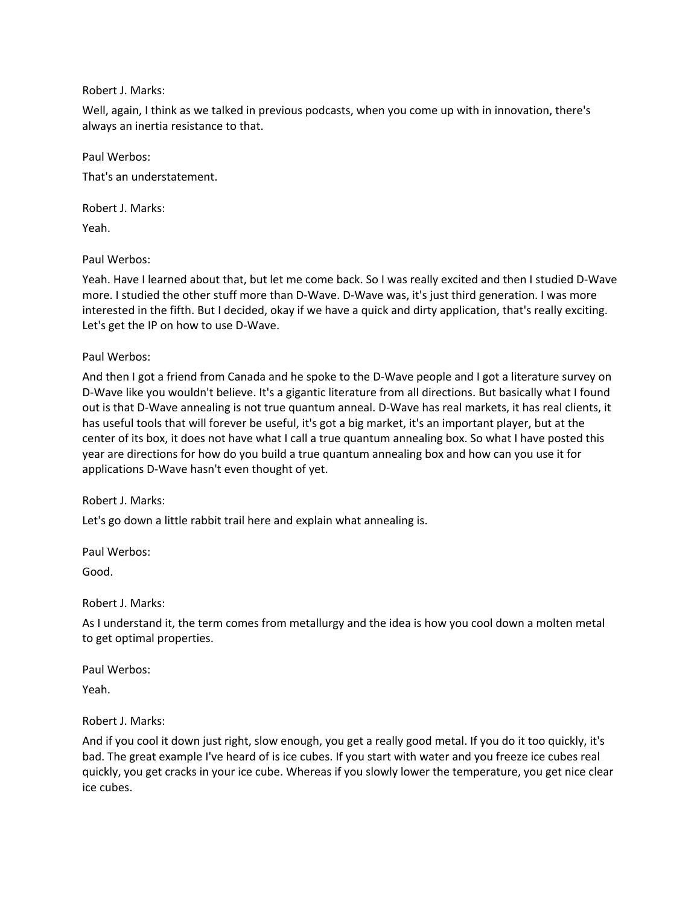Robert J. Marks:

Well, again, I think as we talked in previous podcasts, when you come up with in innovation, there's always an inertia resistance to that.

Paul Werbos:

That's an understatement.

Robert J. Marks:

Yeah.

Paul Werbos:

Yeah. Have I learned about that, but let me come back. So I was really excited and then I studied D-Wave more. I studied the other stuff more than D-Wave. D-Wave was, it's just third generation. I was more interested in the fifth. But I decided, okay if we have a quick and dirty application, that's really exciting. Let's get the IP on how to use D-Wave.

Paul Werbos:

And then I got a friend from Canada and he spoke to the D-Wave people and I got a literature survey on D-Wave like you wouldn't believe. It's a gigantic literature from all directions. But basically what I found out is that D-Wave annealing is not true quantum anneal. D-Wave has real markets, it has real clients, it has useful tools that will forever be useful, it's got a big market, it's an important player, but at the center of its box, it does not have what I call a true quantum annealing box. So what I have posted this year are directions for how do you build a true quantum annealing box and how can you use it for applications D-Wave hasn't even thought of yet.

Robert J. Marks:

Let's go down a little rabbit trail here and explain what annealing is.

Paul Werbos:

Good.

Robert J. Marks:

As I understand it, the term comes from metallurgy and the idea is how you cool down a molten metal to get optimal properties.

Paul Werbos:

Yeah.

Robert J. Marks:

And if you cool it down just right, slow enough, you get a really good metal. If you do it too quickly, it's bad. The great example I've heard of is ice cubes. If you start with water and you freeze ice cubes real quickly, you get cracks in your ice cube. Whereas if you slowly lower the temperature, you get nice clear ice cubes.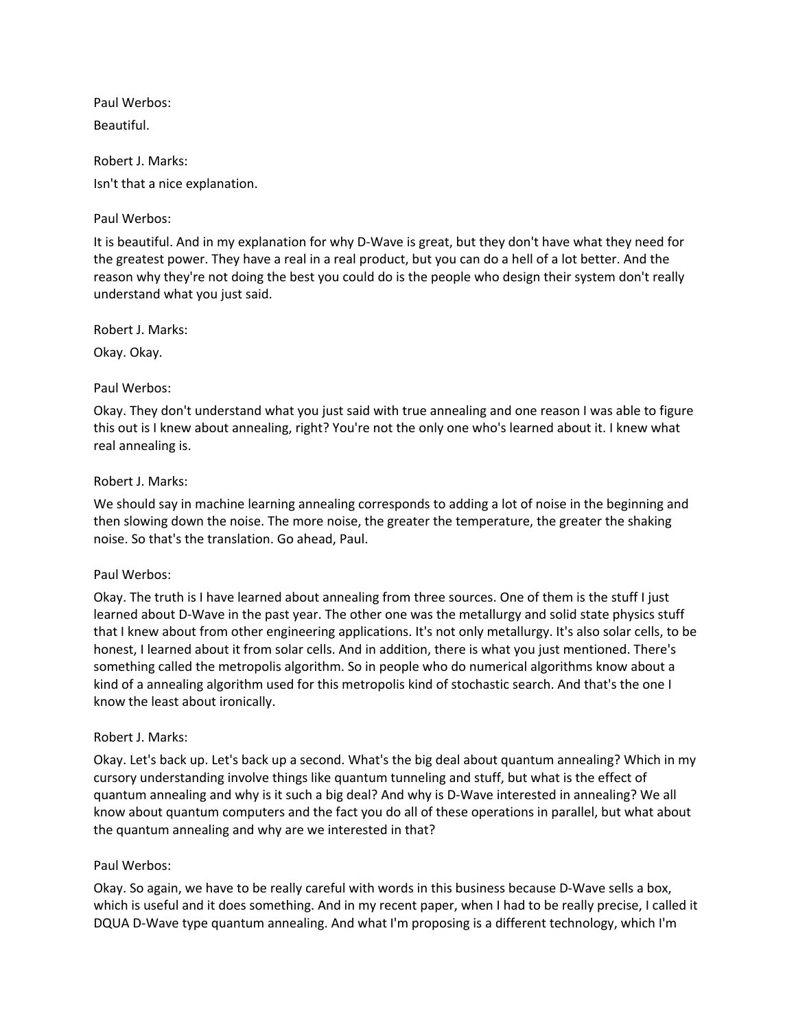Paul Werbos:

Beautiful.

Robert J. Marks:

Isn't that a nice explanation.

Paul Werbos:

It is beautiful. And in my explanation for why D-Wave is great, but they don't have what they need for the greatest power. They have a real in a real product, but you can do a hell of a lot better. And the reason why they're not doing the best you could do is the people who design their system don't really understand what you just said.

Robert J. Marks:

Okay. Okay.

Paul Werbos:

Okay. They don't understand what you just said with true annealing and one reason I was able to figure this out is I knew about annealing, right? You're not the only one who's learned about it. I knew what real annealing is.

Robert J. Marks:

We should say in machine learning annealing corresponds to adding a lot of noise in the beginning and then slowing down the noise. The more noise, the greater the temperature, the greater the shaking noise. So that's the translation. Go ahead, Paul.

Paul Werbos:

Okay. The truth is I have learned about annealing from three sources. One of them is the stuff I just learned about D-Wave in the past year. The other one was the metallurgy and solid state physics stuff that I knew about from other engineering applications. It's not only metallurgy. It's also solar cells, to be honest, I learned about it from solar cells. And in addition, there is what you just mentioned. There's something called the metropolis algorithm. So in people who do numerical algorithms know about a kind of a annealing algorithm used for this metropolis kind of stochastic search. And that's the one I know the least about ironically.

Robert J. Marks:

Okay. Let's back up. Let's back up a second. What's the big deal about quantum annealing? Which in my cursory understanding involve things like quantum tunneling and stuff, but what is the effect of quantum annealing and why is it such a big deal? And why is D-Wave interested in annealing? We all know about quantum computers and the fact you do all of these operations in parallel, but what about the quantum annealing and why are we interested in that?

Paul Werbos:

Okay. So again, we have to be really careful with words in this business because D-Wave sells a box, which is useful and it does something. And in my recent paper, when I had to be really precise, I called it DQUA D-Wave type quantum annealing. And what I'm proposing is a different technology, which I'm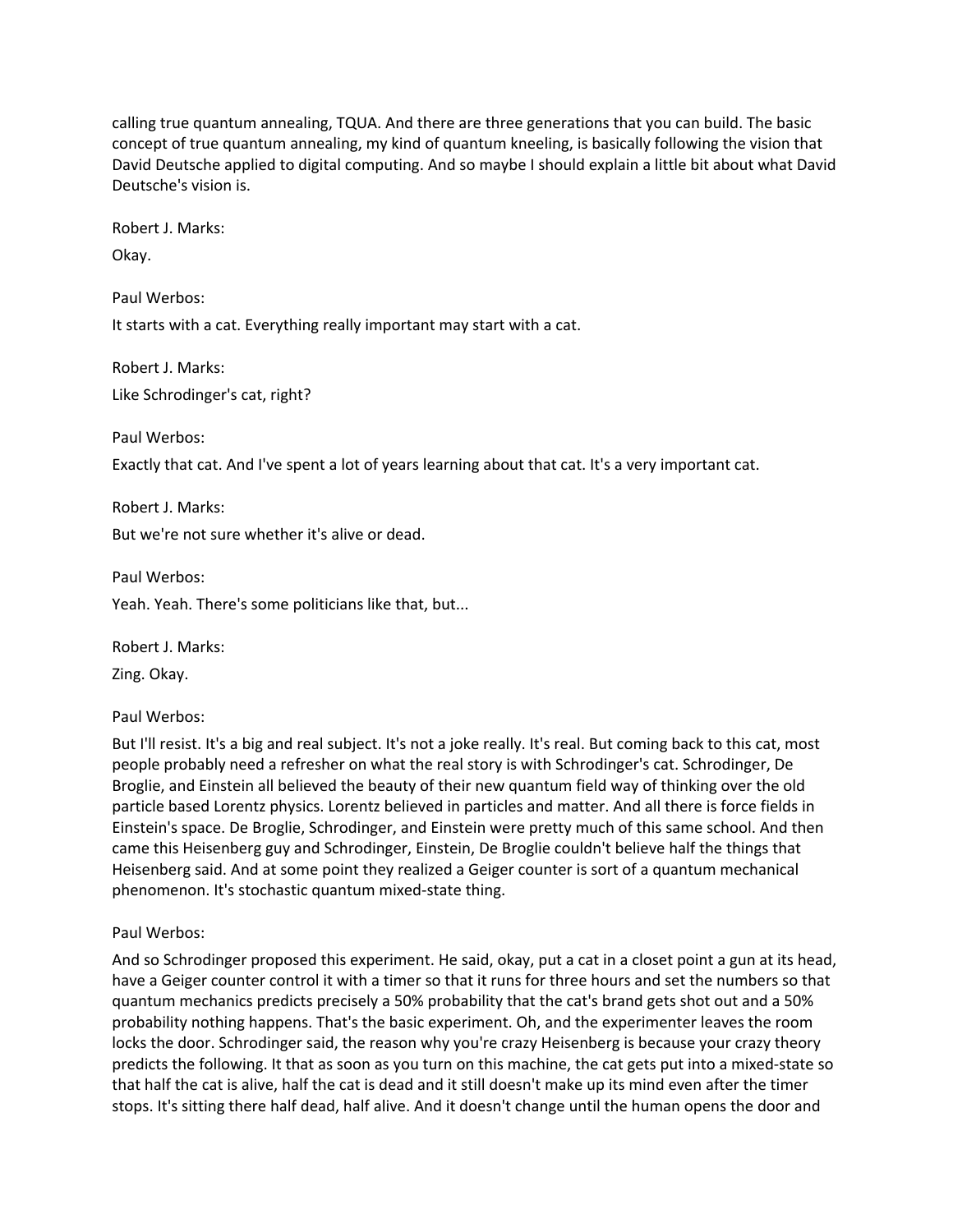calling true quantum annealing, TQUA. And there are three generations that you can build. The basic concept of true quantum annealing, my kind of quantum kneeling, is basically following the vision that David Deutsche applied to digital computing. And so maybe I should explain a little bit about what David Deutsche's vision is.

Robert J. Marks:

Okay.

Paul Werbos:

It starts with a cat. Everything really important may start with a cat.

Robert J. Marks:

Like Schrodinger's cat, right?

Paul Werbos:

Exactly that cat. And I've spent a lot of years learning about that cat. It's a very important cat.

Robert J. Marks:

But we're not sure whether it's alive or dead.

Paul Werbos:

Yeah. Yeah. There's some politicians like that, but...

Robert J. Marks:

Zing. Okay.

Paul Werbos:

But I'll resist. It's a big and real subject. It's not a joke really. It's real. But coming back to this cat, most people probably need a refresher on what the real story is with Schrodinger's cat. Schrodinger, De Broglie, and Einstein all believed the beauty of their new quantum field way of thinking over the old particle based Lorentz physics. Lorentz believed in particles and matter. And all there is force fields in Einstein's space. De Broglie, Schrodinger, and Einstein were pretty much of this same school. And then came this Heisenberg guy and Schrodinger, Einstein, De Broglie couldn't believe half the things that Heisenberg said. And at some point they realized a Geiger counter is sort of a quantum mechanical phenomenon. It's stochastic quantum mixed-state thing.

Paul Werbos:

And so Schrodinger proposed this experiment. He said, okay, put a cat in a closet point a gun at its head, have a Geiger counter control it with a timer so that it runs for three hours and set the numbers so that quantum mechanics predicts precisely a 50% probability that the cat's brand gets shot out and a 50% probability nothing happens. That's the basic experiment. Oh, and the experimenter leaves the room locks the door. Schrodinger said, the reason why you're crazy Heisenberg is because your crazy theory predicts the following. It that as soon as you turn on this machine, the cat gets put into a mixed-state so that half the cat is alive, half the cat is dead and it still doesn't make up its mind even after the timer stops. It's sitting there half dead, half alive. And it doesn't change until the human opens the door and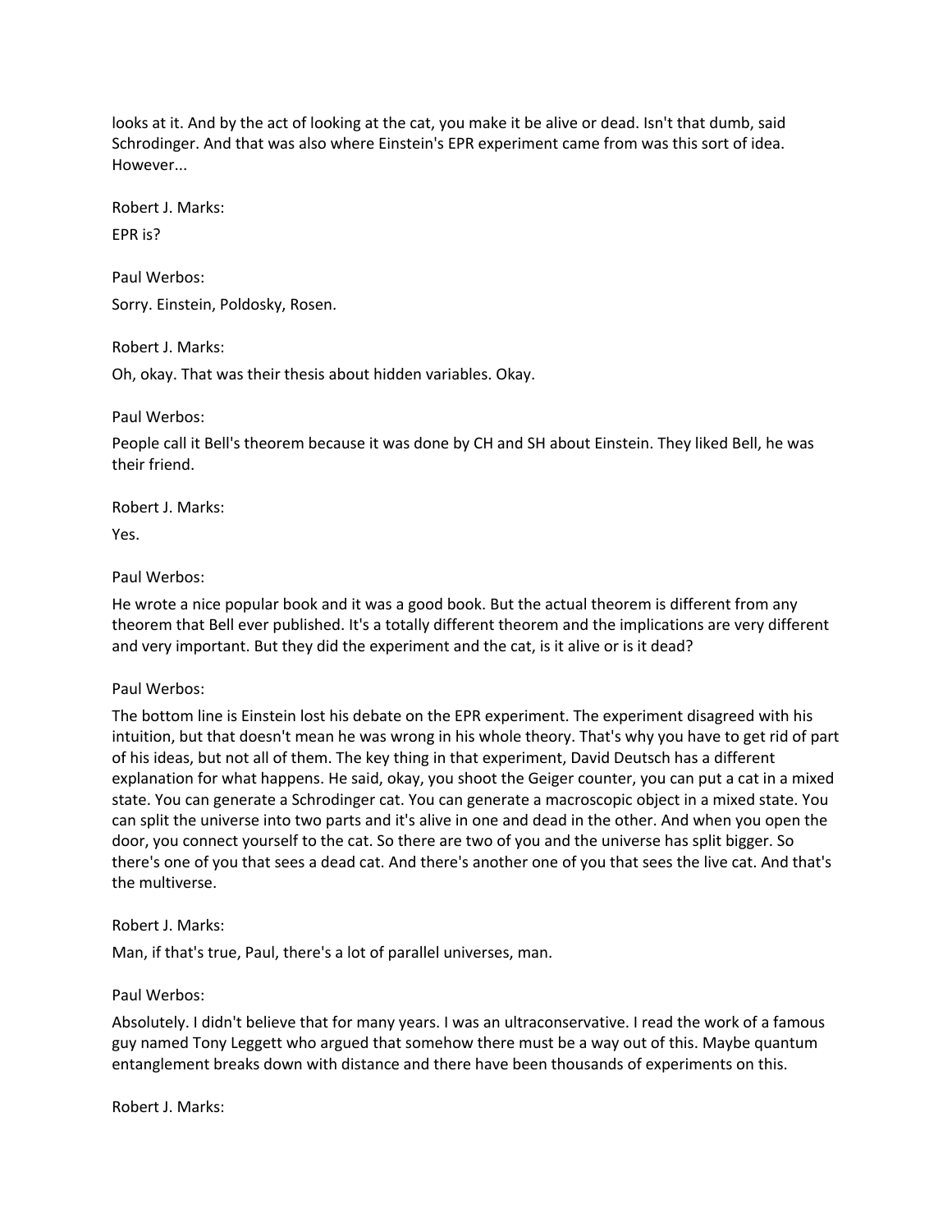looks at it. And by the act of looking at the cat, you make it be alive or dead. Isn't that dumb, said Schrodinger. And that was also where Einstein's EPR experiment came from was this sort of idea. However...

Robert J. Marks:

EPR is?

Paul Werbos:

Sorry. Einstein, Poldosky, Rosen.

Robert J. Marks:

Oh, okay. That was their thesis about hidden variables. Okay.

Paul Werbos:

People call it Bell's theorem because it was done by CH and SH about Einstein. They liked Bell, he was their friend.

Robert J. Marks:

Yes.

Paul Werbos:

He wrote a nice popular book and it was a good book. But the actual theorem is different from any theorem that Bell ever published. It's a totally different theorem and the implications are very different and very important. But they did the experiment and the cat, is it alive or is it dead?

Paul Werbos:

The bottom line is Einstein lost his debate on the EPR experiment. The experiment disagreed with his intuition, but that doesn't mean he was wrong in his whole theory. That's why you have to get rid of part of his ideas, but not all of them. The key thing in that experiment, David Deutsch has a different explanation for what happens. He said, okay, you shoot the Geiger counter, you can put a cat in a mixed state. You can generate a Schrodinger cat. You can generate a macroscopic object in a mixed state. You can split the universe into two parts and it's alive in one and dead in the other. And when you open the door, you connect yourself to the cat. So there are two of you and the universe has split bigger. So there's one of you that sees a dead cat. And there's another one of you that sees the live cat. And that's the multiverse.

Robert J. Marks:

Man, if that's true, Paul, there's a lot of parallel universes, man.

Paul Werbos:

Absolutely. I didn't believe that for many years. I was an ultraconservative. I read the work of a famous guy named Tony Leggett who argued that somehow there must be a way out of this. Maybe quantum entanglement breaks down with distance and there have been thousands of experiments on this.

Robert J. Marks: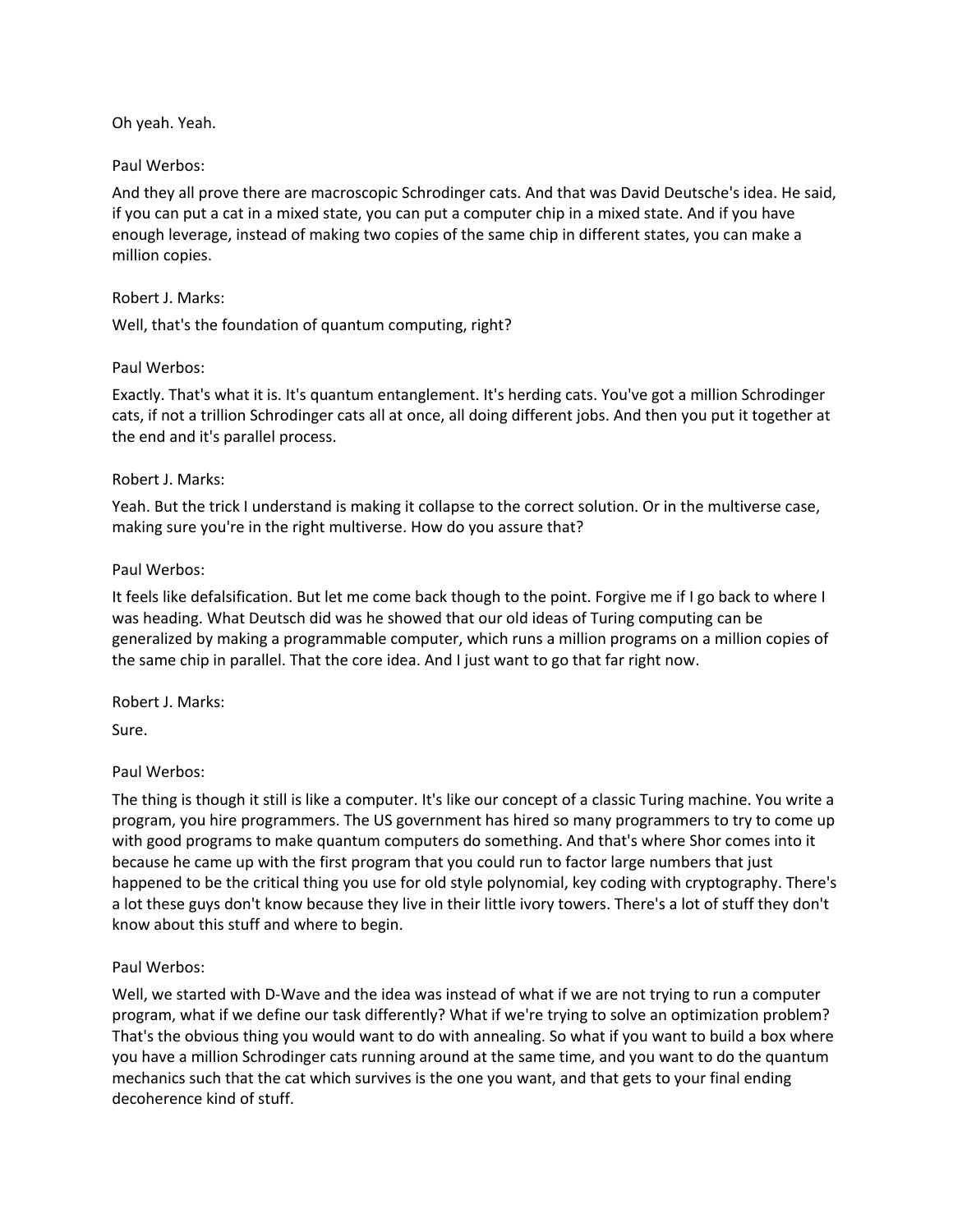Oh yeah. Yeah.

Paul Werbos:

And they all prove there are macroscopic Schrodinger cats. And that was David Deutsche's idea. He said, if you can put a cat in a mixed state, you can put a computer chip in a mixed state. And if you have enough leverage, instead of making two copies of the same chip in different states, you can make a million copies.

Robert J. Marks:

Well, that's the foundation of quantum computing, right?

Paul Werbos:

Exactly. That's what it is. It's quantum entanglement. It's herding cats. You've got a million Schrodinger cats, if not a trillion Schrodinger cats all at once, all doing different jobs. And then you put it together at the end and it's parallel process.

Robert J. Marks:

Yeah. But the trick I understand is making it collapse to the correct solution. Or in the multiverse case, making sure you're in the right multiverse. How do you assure that?

Paul Werbos:

It feels like defalsification. But let me come back though to the point. Forgive me if I go back to where I was heading. What Deutsch did was he showed that our old ideas of Turing computing can be generalized by making a programmable computer, which runs a million programs on a million copies of the same chip in parallel. That the core idea. And I just want to go that far right now.

Robert J. Marks:

Sure.

Paul Werbos:

The thing is though it still is like a computer. It's like our concept of a classic Turing machine. You write a program, you hire programmers. The US government has hired so many programmers to try to come up with good programs to make quantum computers do something. And that's where Shor comes into it because he came up with the first program that you could run to factor large numbers that just happened to be the critical thing you use for old style polynomial, key coding with cryptography. There's a lot these guys don't know because they live in their little ivory towers. There's a lot of stuff they don't know about this stuff and where to begin.

Paul Werbos:

Well, we started with D-Wave and the idea was instead of what if we are not trying to run a computer program, what if we define our task differently? What if we're trying to solve an optimization problem? That's the obvious thing you would want to do with annealing. So what if you want to build a box where you have a million Schrodinger cats running around at the same time, and you want to do the quantum mechanics such that the cat which survives is the one you want, and that gets to your final ending decoherence kind of stuff.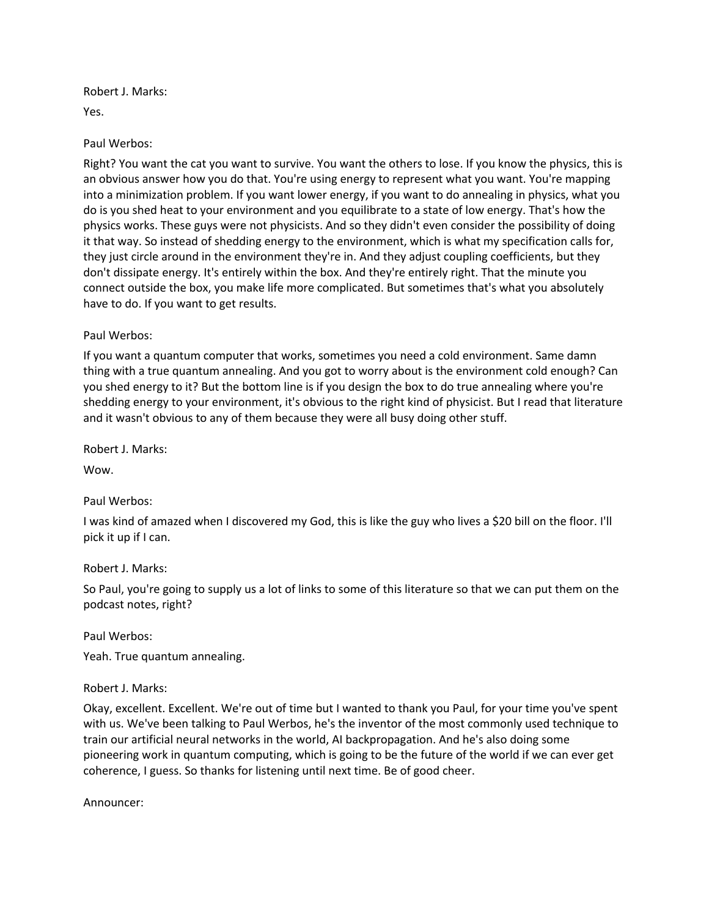Robert J. Marks:

Yes.

Paul Werbos:

Right? You want the cat you want to survive. You want the others to lose. If you know the physics, this is an obvious answer how you do that. You're using energy to represent what you want. You're mapping into a minimization problem. If you want lower energy, if you want to do annealing in physics, what you do is you shed heat to your environment and you equilibrate to a state of low energy. That's how the physics works. These guys were not physicists. And so they didn't even consider the possibility of doing it that way. So instead of shedding energy to the environment, which is what my specification calls for, they just circle around in the environment they're in. And they adjust coupling coefficients, but they don't dissipate energy. It's entirely within the box. And they're entirely right. That the minute you connect outside the box, you make life more complicated. But sometimes that's what you absolutely have to do. If you want to get results.

Paul Werbos:

If you want a quantum computer that works, sometimes you need a cold environment. Same damn thing with a true quantum annealing. And you got to worry about is the environment cold enough? Can you shed energy to it? But the bottom line is if you design the box to do true annealing where you're shedding energy to your environment, it's obvious to the right kind of physicist. But I read that literature and it wasn't obvious to any of them because they were all busy doing other stuff.

Robert J. Marks:

Wow.

Paul Werbos:

I was kind of amazed when I discovered my God, this is like the guy who lives a $20 bill on the floor. I'll pick it up if I can.

Robert J. Marks:

So Paul, you're going to supply us a lot of links to some of this literature so that we can put them on the podcast notes, right?

Paul Werbos:

Yeah. True quantum annealing.

Robert J. Marks:

Okay, excellent. Excellent. We're out of time but I wanted to thank you Paul, for your time you've spent with us. We've been talking to Paul Werbos, he's the inventor of the most commonly used technique to train our artificial neural networks in the world, AI backpropagation. And he's also doing some pioneering work in quantum computing, which is going to be the future of the world if we can ever get coherence, I guess. So thanks for listening until next time. Be of good cheer.

Announcer: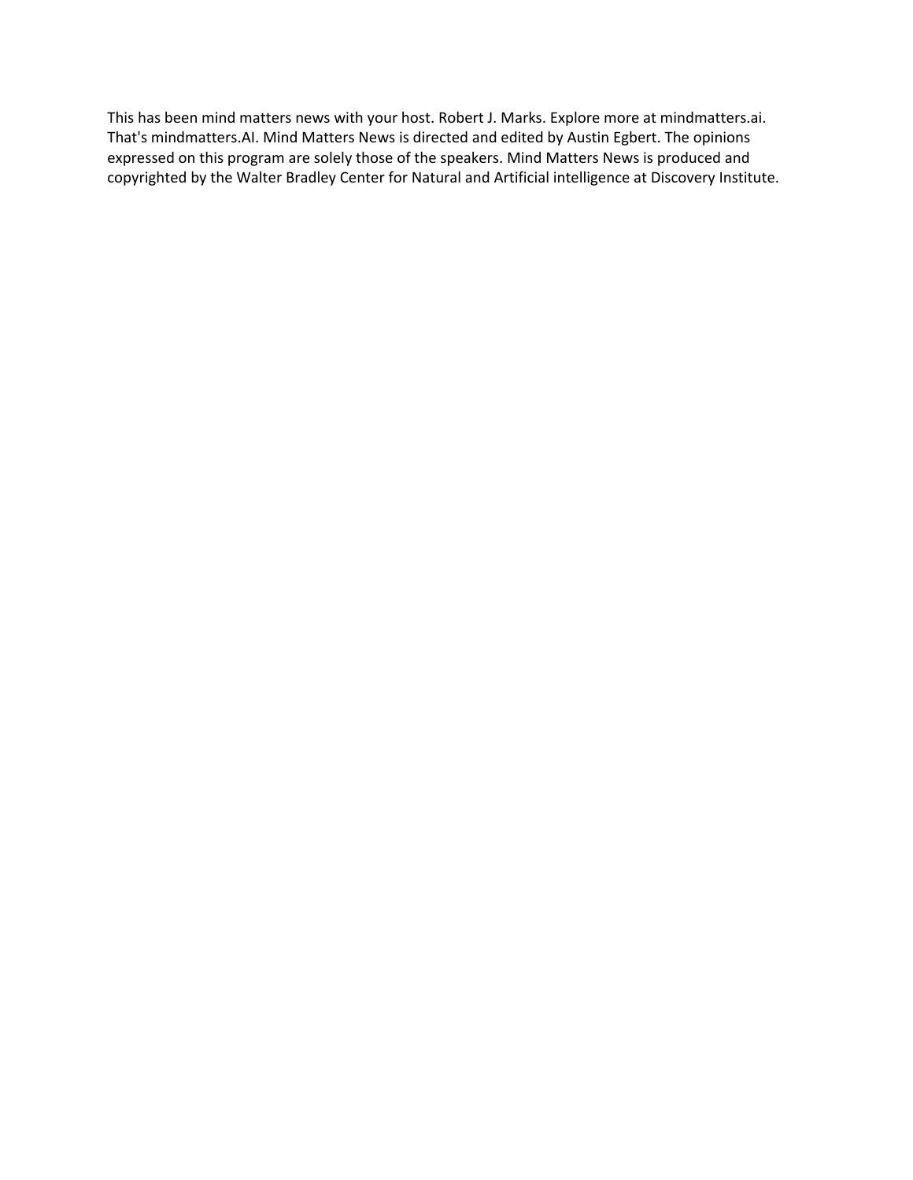This has been mind matters news with your host. Robert J. Marks. Explore more at mindmatters.ai. That's mindmatters.AI. Mind Matters News is directed and edited by Austin Egbert. The opinions expressed on this program are solely those of the speakers. Mind Matters News is produced and copyrighted by the Walter Bradley Center for Natural and Artificial intelligence at Discovery Institute.